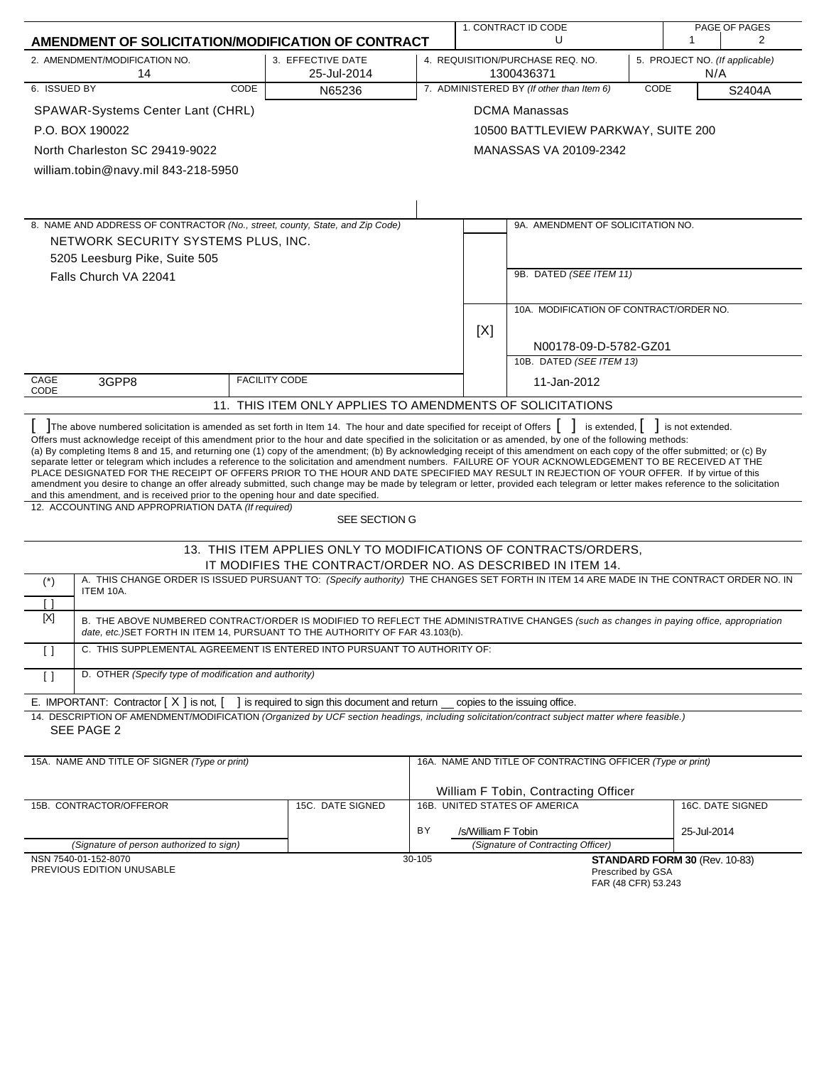# AMENDMENT OF SOLICITATION/MODIFICATION OF CONTRACT

| 1. CONTRACT ID CODE | PAGE OF PAGES |
|---|---|
| U | 1 / 2 |

| 2. AMENDMENT/MODIFICATION NO. | 3. EFFECTIVE DATE | 4. REQUISITION/PURCHASE REQ. NO. | 5. PROJECT NO. (If applicable) |
|---|---|---|---|
| 14 | 25-Jul-2014 | 1300436371 | N/A |

**6. ISSUED BY** CODE N65236

SPAWAR-Systems Center Lant (CHRL)
P.O. BOX 190022
North Charleston SC 29419-9022
william.tobin@navy.mil 843-218-5950

**7. ADMINISTERED BY** *(If other than Item 6)* CODE S2404A

DCMA Manassas
10500 BATTLEVIEW PARKWAY, SUITE 200
MANASSAS VA 20109-2342

**8. NAME AND ADDRESS OF CONTRACTOR** *(No., street, county, State, and Zip Code)*

NETWORK SECURITY SYSTEMS PLUS, INC.
5205 Leesburg Pike, Suite 505
Falls Church VA 22041

CAGE CODE: 3GPP8 FACILITY CODE:

9A. AMENDMENT OF SOLICITATION NO.

9B. DATED *(SEE ITEM 11)*

[X] 10A. MODIFICATION OF CONTRACT/ORDER NO.
N00178-09-D-5782-GZ01

10B. DATED *(SEE ITEM 13)*
11-Jan-2012

## 11. THIS ITEM ONLY APPLIES TO AMENDMENTS OF SOLICITATIONS

[ ] The above numbered solicitation is amended as set forth in Item 14. The hour and date specified for receipt of Offers [ ] is extended, [ ] is not extended.
Offers must acknowledge receipt of this amendment prior to the hour and date specified in the solicitation or as amended, by one of the following methods:
(a) By completing Items 8 and 15, and returning one (1) copy of the amendment; (b) By acknowledging receipt of this amendment on each copy of the offer submitted; or (c) By separate letter or telegram which includes a reference to the solicitation and amendment numbers. FAILURE OF YOUR ACKNOWLEDGEMENT TO BE RECEIVED AT THE PLACE DESIGNATED FOR THE RECEIPT OF OFFERS PRIOR TO THE HOUR AND DATE SPECIFIED MAY RESULT IN REJECTION OF YOUR OFFER. If by virtue of this amendment you desire to change an offer already submitted, such change may be made by telegram or letter, provided each telegram or letter makes reference to the solicitation and this amendment, and is received prior to the opening hour and date specified.

**12. ACCOUNTING AND APPROPRIATION DATA** *(If required)*
SEE SECTION G

## 13. THIS ITEM APPLIES ONLY TO MODIFICATIONS OF CONTRACTS/ORDERS, IT MODIFIES THE CONTRACT/ORDER NO. AS DESCRIBED IN ITEM 14.

| | |
|---|---|
| (*) [ ] | A. THIS CHANGE ORDER IS ISSUED PURSUANT TO: *(Specify authority)* THE CHANGES SET FORTH IN ITEM 14 ARE MADE IN THE CONTRACT ORDER NO. IN ITEM 10A. |
| [X] | B. THE ABOVE NUMBERED CONTRACT/ORDER IS MODIFIED TO REFLECT THE ADMINISTRATIVE CHANGES *(such as changes in paying office, appropriation date, etc.)* SET FORTH IN ITEM 14, PURSUANT TO THE AUTHORITY OF FAR 43.103(b). |
| [ ] | C. THIS SUPPLEMENTAL AGREEMENT IS ENTERED INTO PURSUANT TO AUTHORITY OF: |
| [ ] | D. OTHER *(Specify type of modification and authority)* |

E. IMPORTANT: Contractor [ X ] is not, [ ] is required to sign this document and return __ copies to the issuing office.

**14. DESCRIPTION OF AMENDMENT/MODIFICATION** *(Organized by UCF section headings, including solicitation/contract subject matter where feasible.)*
SEE PAGE 2

| 15A. NAME AND TITLE OF SIGNER *(Type or print)* | | 16A. NAME AND TITLE OF CONTRACTING OFFICER *(Type or print)* | |
|---|---|---|---|
| | | William F Tobin, Contracting Officer | |
| 15B. CONTRACTOR/OFFEROR | 15C. DATE SIGNED | 16B. UNITED STATES OF AMERICA | 16C. DATE SIGNED |
| | | BY /s/William F Tobin | 25-Jul-2014 |
| *(Signature of person authorized to sign)* | | *(Signature of Contracting Officer)* | |

NSN 7540-01-152-8070
PREVIOUS EDITION UNUSABLE
30-105
**STANDARD FORM 30** (Rev. 10-83)
Prescribed by GSA
FAR (48 CFR) 53.243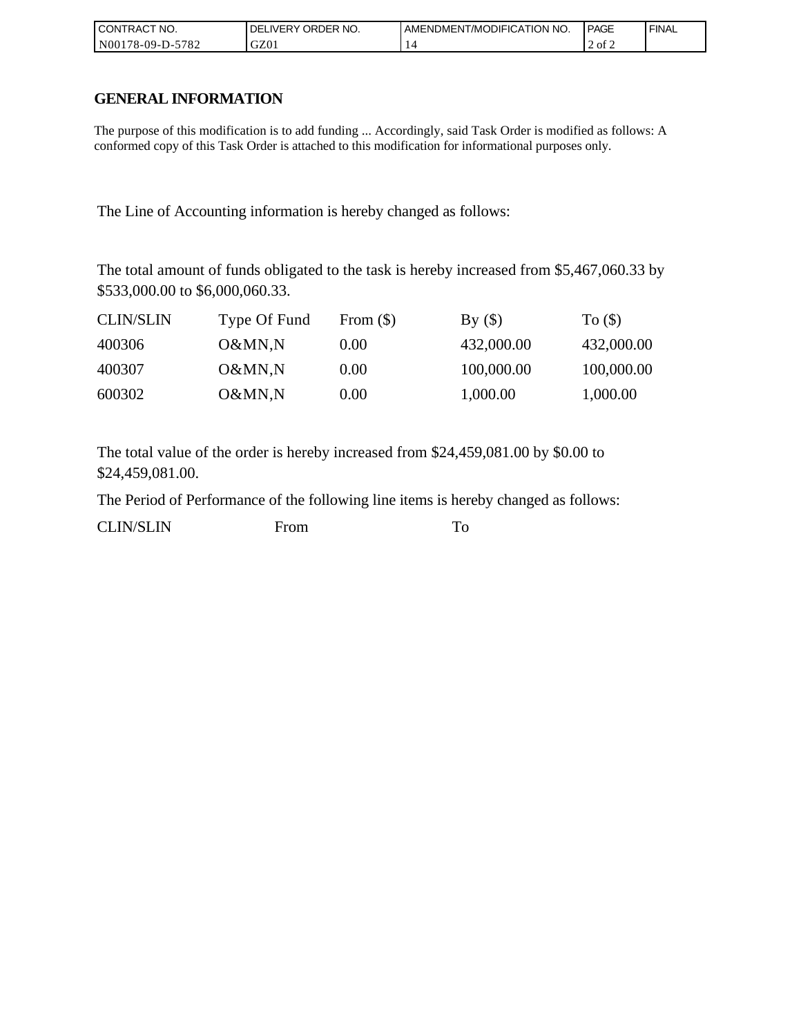| CONTRACT NO. | DELIVERY ORDER NO. | AMENDMENT/MODIFICATION NO. | PAGE | FINAL |
| --- | --- | --- | --- | --- |
| N00178-09-D-5782 | GZ01 | 14 | 2 of 2 | |

## GENERAL INFORMATION

The purpose of this modification is to add funding ... Accordingly, said Task Order is modified as follows: A conformed copy of this Task Order is attached to this modification for informational purposes only.

The Line of Accounting information is hereby changed as follows:

The total amount of funds obligated to the task is hereby increased from $5,467,060.33 by $533,000.00 to $6,000,060.33.

| CLIN/SLIN | Type Of Fund | From ($) | By ($) | To ($) |
| --- | --- | --- | --- | --- |
| 400306 | O&MN,N | 0.00 | 432,000.00 | 432,000.00 |
| 400307 | O&MN,N | 0.00 | 100,000.00 | 100,000.00 |
| 600302 | O&MN,N | 0.00 | 1,000.00 | 1,000.00 |

The total value of the order is hereby increased from $24,459,081.00 by $0.00 to $24,459,081.00.

The Period of Performance of the following line items is hereby changed as follows:

| CLIN/SLIN | From | To |
| --- | --- | --- |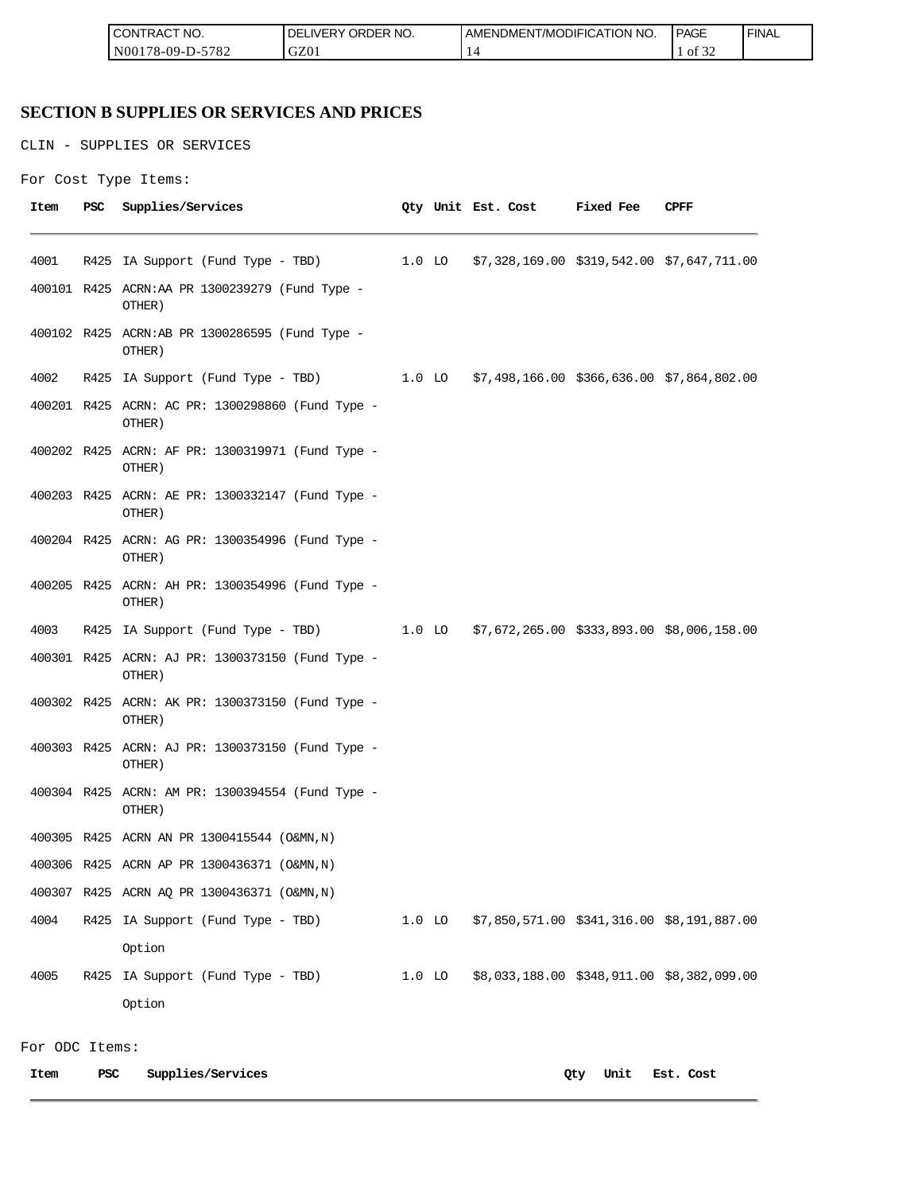## SECTION B SUPPLIES OR SERVICES AND PRICES

CLIN - SUPPLIES OR SERVICES

For Cost Type Items:

| Item | PSC | Supplies/Services | Qty | Unit | Est. Cost | Fixed Fee | CPFF |
|---|---|---|---|---|---|---|---|
| 4001 | R425 | IA Support (Fund Type - TBD) | 1.0 | LO | $7,328,169.00 | $319,542.00 | $7,647,711.00 |
| 400101 | R425 | ACRN:AA PR 1300239279 (Fund Type - OTHER) | | | | | |
| 400102 | R425 | ACRN:AB PR 1300286595 (Fund Type - OTHER) | | | | | |
| 4002 | R425 | IA Support (Fund Type - TBD) | 1.0 | LO | $7,498,166.00 | $366,636.00 | $7,864,802.00 |
| 400201 | R425 | ACRN: AC PR: 1300298860 (Fund Type - OTHER) | | | | | |
| 400202 | R425 | ACRN: AF PR: 1300319971 (Fund Type - OTHER) | | | | | |
| 400203 | R425 | ACRN: AE PR: 1300332147 (Fund Type - OTHER) | | | | | |
| 400204 | R425 | ACRN: AG PR: 1300354996 (Fund Type - OTHER) | | | | | |
| 400205 | R425 | ACRN: AH PR: 1300354996 (Fund Type - OTHER) | | | | | |
| 4003 | R425 | IA Support (Fund Type - TBD) | 1.0 | LO | $7,672,265.00 | $333,893.00 | $8,006,158.00 |
| 400301 | R425 | ACRN: AJ PR: 1300373150 (Fund Type - OTHER) | | | | | |
| 400302 | R425 | ACRN: AK PR: 1300373150 (Fund Type - OTHER) | | | | | |
| 400303 | R425 | ACRN: AJ PR: 1300373150 (Fund Type - OTHER) | | | | | |
| 400304 | R425 | ACRN: AM PR: 1300394554 (Fund Type - OTHER) | | | | | |
| 400305 | R425 | ACRN AN PR 1300415544 (O&MN,N) | | | | | |
| 400306 | R425 | ACRN AP PR 1300436371 (O&MN,N) | | | | | |
| 400307 | R425 | ACRN AQ PR 1300436371 (O&MN,N) | | | | | |
| 4004 | R425 | IA Support (Fund Type - TBD) Option | 1.0 | LO | $7,850,571.00 | $341,316.00 | $8,191,887.00 |
| 4005 | R425 | IA Support (Fund Type - TBD) Option | 1.0 | LO | $8,033,188.00 | $348,911.00 | $8,382,099.00 |

For ODC Items:

| Item | PSC | Supplies/Services | Qty | Unit | Est. Cost |
|---|---|---|---|---|---|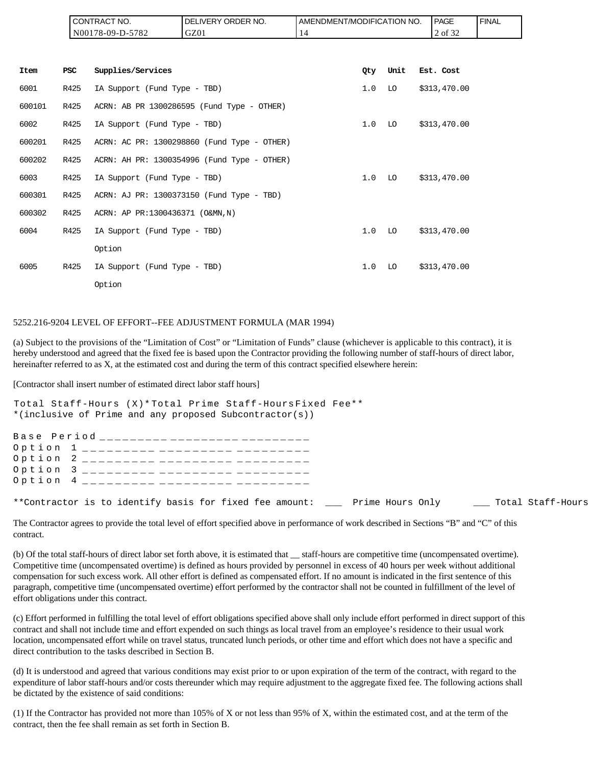| Item | PSC | Supplies/Services | Qty | Unit | Est. Cost |
| --- | --- | --- | --- | --- | --- |
| 6001 | R425 | IA Support (Fund Type - TBD) | 1.0 | LO | $313,470.00 |
| 600101 | R425 | ACRN: AB PR 1300286595 (Fund Type - OTHER) | | | |
| 6002 | R425 | IA Support (Fund Type - TBD) | 1.0 | LO | $313,470.00 |
| 600201 | R425 | ACRN: AC PR: 1300298860 (Fund Type - OTHER) | | | |
| 600202 | R425 | ACRN: AH PR: 1300354996 (Fund Type - OTHER) | | | |
| 6003 | R425 | IA Support (Fund Type - TBD) | 1.0 | LO | $313,470.00 |
| 600301 | R425 | ACRN: AJ PR: 1300373150 (Fund Type - TBD) | | | |
| 600302 | R425 | ACRN: AP PR:1300436371 (O&MN,N) | | | |
| 6004 | R425 | IA Support (Fund Type - TBD)<br>Option | 1.0 | LO | $313,470.00 |
| 6005 | R425 | IA Support (Fund Type - TBD)<br>Option | 1.0 | LO | $313,470.00 |

5252.216-9204 LEVEL OF EFFORT--FEE ADJUSTMENT FORMULA (MAR 1994)

(a) Subject to the provisions of the “Limitation of Cost” or “Limitation of Funds” clause (whichever is applicable to this contract), it is hereby understood and agreed that the fixed fee is based upon the Contractor providing the following number of staff-hours of direct labor, hereinafter referred to as X, at the estimated cost and during the term of this contract specified elsewhere herein:

[Contractor shall insert number of estimated direct labor staff hours]

| | Total Staff-Hours (X)* | Total Prime Staff-Hours | Fixed Fee** |
| --- | --- | --- | --- |
| Base Period | _________ | _________ | _________ |
| Option 1 | _________ | _________ | _________ |
| Option 2 | _________ | _________ | _________ |
| Option 3 | _________ | _________ | _________ |
| Option 4 | _________ | _________ | _________ |

*(inclusive of Prime and any proposed Subcontractor(s))

**Contractor is to identify basis for fixed fee amount: ___ Prime Hours Only ___ Total Staff-Hours

The Contractor agrees to provide the total level of effort specified above in performance of work described in Sections “B” and “C” of this contract.

(b) Of the total staff-hours of direct labor set forth above, it is estimated that __ staff-hours are competitive time (uncompensated overtime). Competitive time (uncompensated overtime) is defined as hours provided by personnel in excess of 40 hours per week without additional compensation for such excess work. All other effort is defined as compensated effort. If no amount is indicated in the first sentence of this paragraph, competitive time (uncompensated overtime) effort performed by the contractor shall not be counted in fulfillment of the level of effort obligations under this contract.

(c) Effort performed in fulfilling the total level of effort obligations specified above shall only include effort performed in direct support of this contract and shall not include time and effort expended on such things as local travel from an employee’s residence to their usual work location, uncompensated effort while on travel status, truncated lunch periods, or other time and effort which does not have a specific and direct contribution to the tasks described in Section B.

(d) It is understood and agreed that various conditions may exist prior to or upon expiration of the term of the contract, with regard to the expenditure of labor staff-hours and/or costs thereunder which may require adjustment to the aggregate fixed fee. The following actions shall be dictated by the existence of said conditions:

(1) If the Contractor has provided not more than 105% of X or not less than 95% of X, within the estimated cost, and at the term of the contract, then the fee shall remain as set forth in Section B.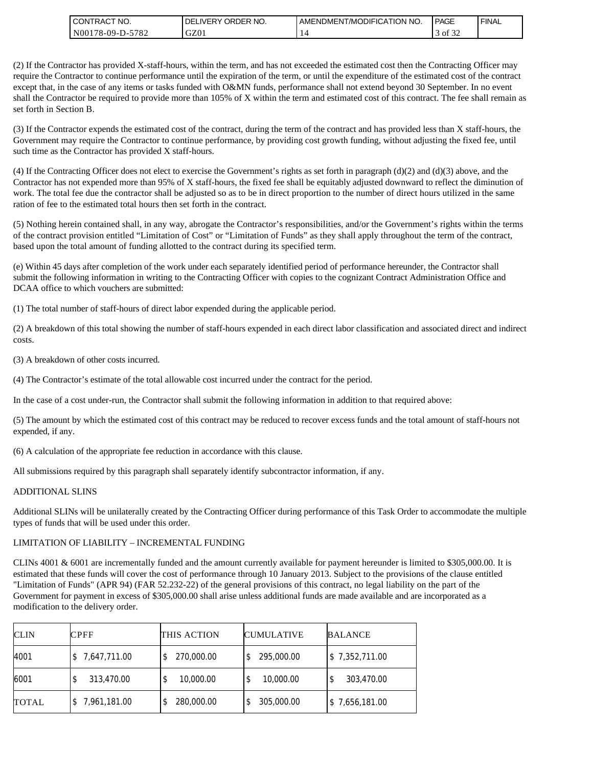(2) If the Contractor has provided X-staff-hours, within the term, and has not exceeded the estimated cost then the Contracting Officer may require the Contractor to continue performance until the expiration of the term, or until the expenditure of the estimated cost of the contract except that, in the case of any items or tasks funded with O&MN funds, performance shall not extend beyond 30 September. In no event shall the Contractor be required to provide more than 105% of X within the term and estimated cost of this contract. The fee shall remain as set forth in Section B.

(3) If the Contractor expends the estimated cost of the contract, during the term of the contract and has provided less than X staff-hours, the Government may require the Contractor to continue performance, by providing cost growth funding, without adjusting the fixed fee, until such time as the Contractor has provided X staff-hours.

(4) If the Contracting Officer does not elect to exercise the Government's rights as set forth in paragraph (d)(2) and (d)(3) above, and the Contractor has not expended more than 95% of X staff-hours, the fixed fee shall be equitably adjusted downward to reflect the diminution of work. The total fee due the contractor shall be adjusted so as to be in direct proportion to the number of direct hours utilized in the same ration of fee to the estimated total hours then set forth in the contract.

(5) Nothing herein contained shall, in any way, abrogate the Contractor's responsibilities, and/or the Government's rights within the terms of the contract provision entitled "Limitation of Cost" or "Limitation of Funds" as they shall apply throughout the term of the contract, based upon the total amount of funding allotted to the contract during its specified term.

(e) Within 45 days after completion of the work under each separately identified period of performance hereunder, the Contractor shall submit the following information in writing to the Contracting Officer with copies to the cognizant Contract Administration Office and DCAA office to which vouchers are submitted:

(1) The total number of staff-hours of direct labor expended during the applicable period.

(2) A breakdown of this total showing the number of staff-hours expended in each direct labor classification and associated direct and indirect costs.

(3) A breakdown of other costs incurred.

(4) The Contractor's estimate of the total allowable cost incurred under the contract for the period.

In the case of a cost under-run, the Contractor shall submit the following information in addition to that required above:

(5) The amount by which the estimated cost of this contract may be reduced to recover excess funds and the total amount of staff-hours not expended, if any.

(6) A calculation of the appropriate fee reduction in accordance with this clause.

All submissions required by this paragraph shall separately identify subcontractor information, if any.

ADDITIONAL SLINS

Additional SLINs will be unilaterally created by the Contracting Officer during performance of this Task Order to accommodate the multiple types of funds that will be used under this order.

LIMITATION OF LIABILITY – INCREMENTAL FUNDING

CLINs 4001 & 6001 are incrementally funded and the amount currently available for payment hereunder is limited to $305,000.00. It is estimated that these funds will cover the cost of performance through 10 January 2013. Subject to the provisions of the clause entitled "Limitation of Funds" (APR 94) (FAR 52.232-22) of the general provisions of this contract, no legal liability on the part of the Government for payment in excess of $305,000.00 shall arise unless additional funds are made available and are incorporated as a modification to the delivery order.

| CLIN | CPFF | THIS ACTION | CUMULATIVE | BALANCE |
|---|---|---|---|---|
| 4001 | $ 7,647,711.00 | $ 270,000.00 | $ 295,000.00 | $ 7,352,711.00 |
| 6001 | $ 313,470.00 | $ 10,000.00 | $ 10,000.00 | $ 303,470.00 |
| TOTAL | $ 7,961,181.00 | $ 280,000.00 | $ 305,000.00 | $ 7,656,181.00 |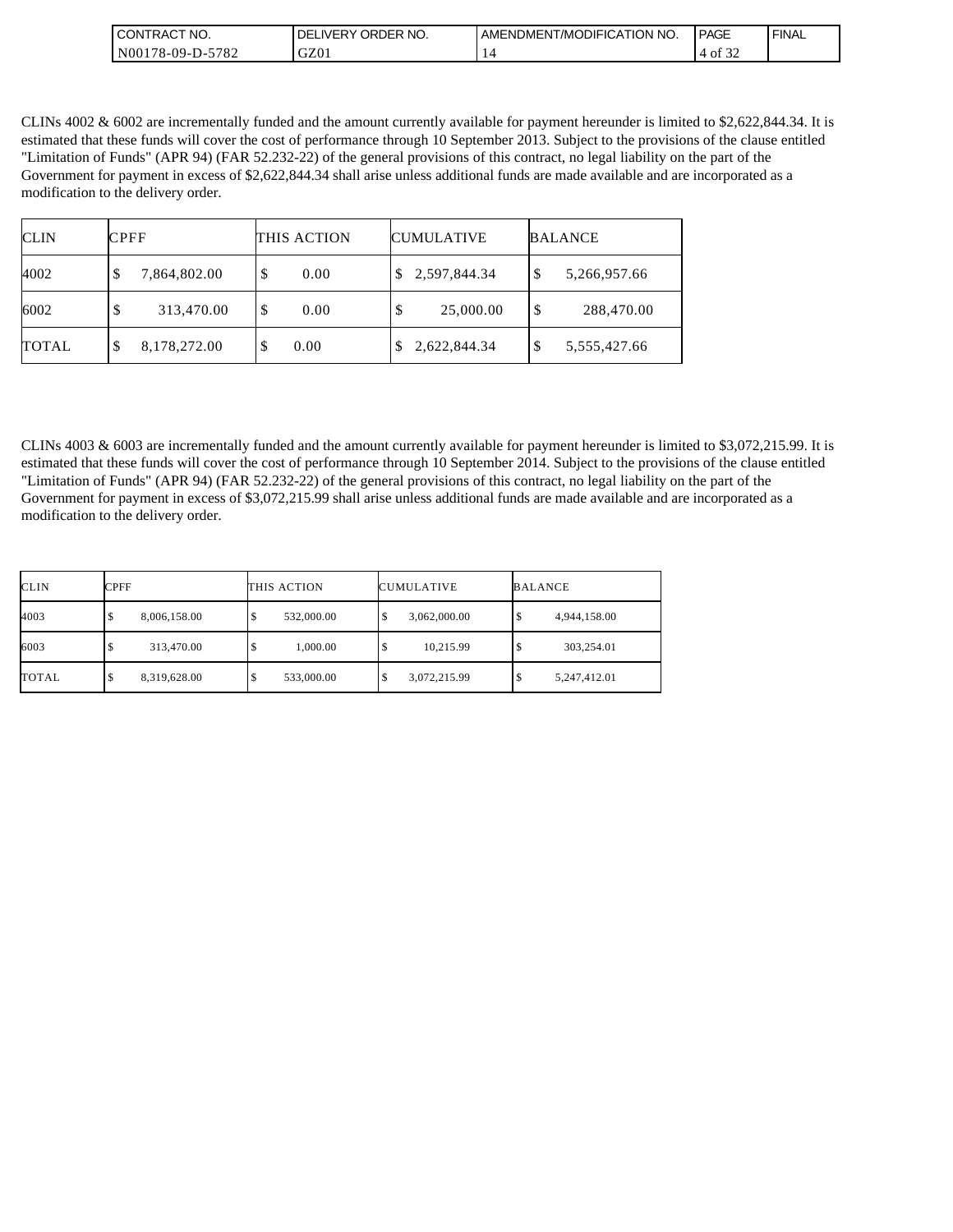CLINs 4002 & 6002 are incrementally funded and the amount currently available for payment hereunder is limited to $2,622,844.34. It is estimated that these funds will cover the cost of performance through 10 September 2013. Subject to the provisions of the clause entitled "Limitation of Funds" (APR 94) (FAR 52.232-22) of the general provisions of this contract, no legal liability on the part of the Government for payment in excess of $2,622,844.34 shall arise unless additional funds are made available and are incorporated as a modification to the delivery order.

| CLIN | CPFF | THIS ACTION | CUMULATIVE | BALANCE |
|---|---|---|---|---|
| 4002 | $ 7,864,802.00 | $ 0.00 | $ 2,597,844.34 | $ 5,266,957.66 |
| 6002 | $ 313,470.00 | $ 0.00 | $ 25,000.00 | $ 288,470.00 |
| TOTAL | $ 8,178,272.00 | $ 0.00 | $ 2,622,844.34 | $ 5,555,427.66 |

CLINs 4003 & 6003 are incrementally funded and the amount currently available for payment hereunder is limited to $3,072,215.99. It is estimated that these funds will cover the cost of performance through 10 September 2014. Subject to the provisions of the clause entitled "Limitation of Funds" (APR 94) (FAR 52.232-22) of the general provisions of this contract, no legal liability on the part of the Government for payment in excess of $3,072,215.99 shall arise unless additional funds are made available and are incorporated as a modification to the delivery order.

| CLIN | CPFF | THIS ACTION | CUMULATIVE | BALANCE |
|---|---|---|---|---|
| 4003 | $ 8,006,158.00 | $ 532,000.00 | $ 3,062,000.00 | $ 4,944,158.00 |
| 6003 | $ 313,470.00 | $ 1,000.00 | $ 10,215.99 | $ 303,254.01 |
| TOTAL | $ 8,319,628.00 | $ 533,000.00 | $ 3,072,215.99 | $ 5,247,412.01 |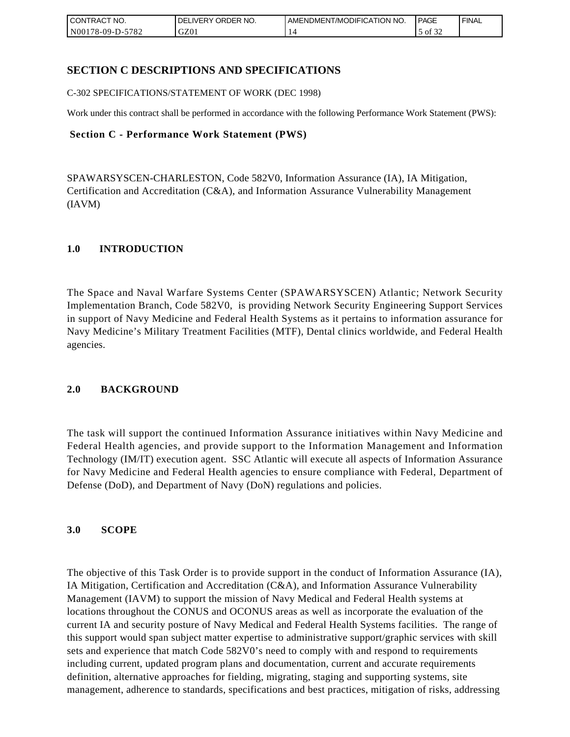## SECTION C DESCRIPTIONS AND SPECIFICATIONS

C-302 SPECIFICATIONS/STATEMENT OF WORK (DEC 1998)

Work under this contract shall be performed in accordance with the following Performance Work Statement (PWS):

### Section C - Performance Work Statement (PWS)

SPAWARSYSCEN-CHARLESTON, Code 582V0, Information Assurance (IA), IA Mitigation, Certification and Accreditation (C&A), and Information Assurance Vulnerability Management (IAVM)

### 1.0 INTRODUCTION

The Space and Naval Warfare Systems Center (SPAWARSYSCEN) Atlantic; Network Security Implementation Branch, Code 582V0, is providing Network Security Engineering Support Services in support of Navy Medicine and Federal Health Systems as it pertains to information assurance for Navy Medicine's Military Treatment Facilities (MTF), Dental clinics worldwide, and Federal Health agencies.

### 2.0 BACKGROUND

The task will support the continued Information Assurance initiatives within Navy Medicine and Federal Health agencies, and provide support to the Information Management and Information Technology (IM/IT) execution agent. SSC Atlantic will execute all aspects of Information Assurance for Navy Medicine and Federal Health agencies to ensure compliance with Federal, Department of Defense (DoD), and Department of Navy (DoN) regulations and policies.

### 3.0 SCOPE

The objective of this Task Order is to provide support in the conduct of Information Assurance (IA), IA Mitigation, Certification and Accreditation (C&A), and Information Assurance Vulnerability Management (IAVM) to support the mission of Navy Medical and Federal Health systems at locations throughout the CONUS and OCONUS areas as well as incorporate the evaluation of the current IA and security posture of Navy Medical and Federal Health Systems facilities. The range of this support would span subject matter expertise to administrative support/graphic services with skill sets and experience that match Code 582V0's need to comply with and respond to requirements including current, updated program plans and documentation, current and accurate requirements definition, alternative approaches for fielding, migrating, staging and supporting systems, site management, adherence to standards, specifications and best practices, mitigation of risks, addressing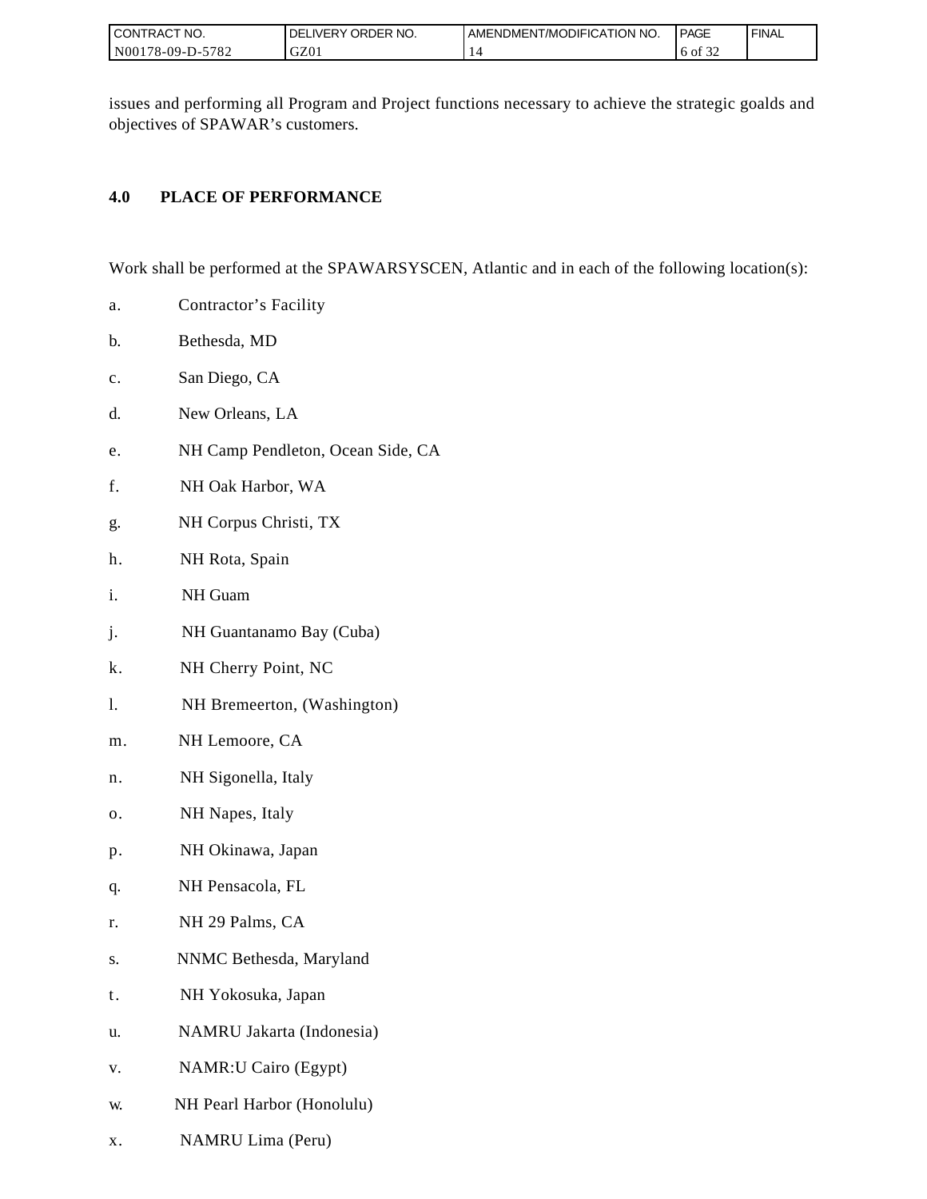issues and performing all Program and Project functions necessary to achieve the strategic goalds and objectives of SPAWAR's customers.

## 4.0 PLACE OF PERFORMANCE

Work shall be performed at the SPAWARSYSCEN, Atlantic and in each of the following location(s):

a. Contractor's Facility

b. Bethesda, MD

c. San Diego, CA

d. New Orleans, LA

e. NH Camp Pendleton, Ocean Side, CA

f. NH Oak Harbor, WA

g. NH Corpus Christi, TX

h. NH Rota, Spain

i. NH Guam

j. NH Guantanamo Bay (Cuba)

k. NH Cherry Point, NC

l. NH Bremeerton, (Washington)

m. NH Lemoore, CA

n. NH Sigonella, Italy

o. NH Napes, Italy

p. NH Okinawa, Japan

q. NH Pensacola, FL

r. NH 29 Palms, CA

s. NNMC Bethesda, Maryland

t. NH Yokosuka, Japan

u. NAMRU Jakarta (Indonesia)

v. NAMR:U Cairo (Egypt)

w. NH Pearl Harbor (Honolulu)

x. NAMRU Lima (Peru)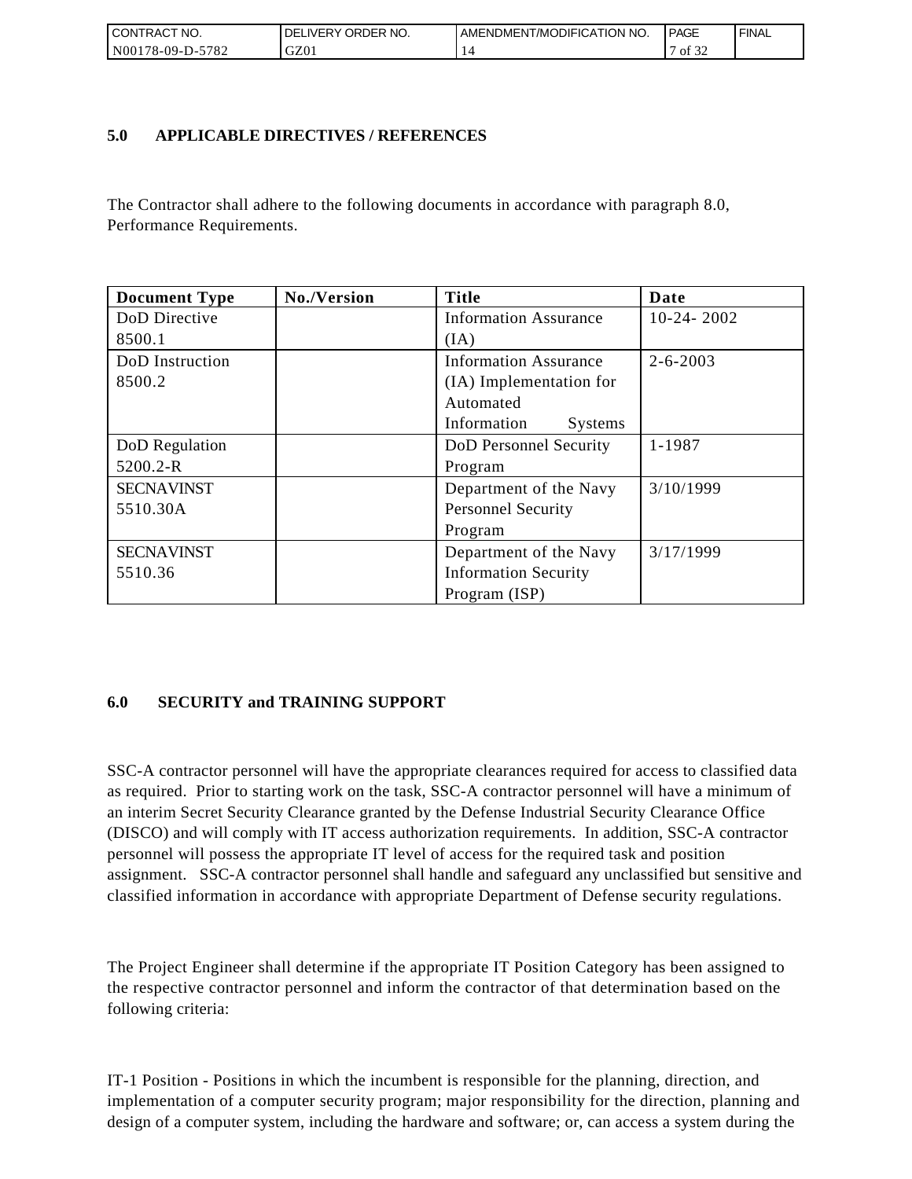## 5.0 APPLICABLE DIRECTIVES / REFERENCES

The Contractor shall adhere to the following documents in accordance with paragraph 8.0, Performance Requirements.

| Document Type | No./Version | Title | Date |
|---|---|---|---|
| DoD Directive 8500.1 | | Information Assurance (IA) | 10-24- 2002 |
| DoD Instruction 8500.2 | | Information Assurance (IA) Implementation for Automated Information Systems | 2-6-2003 |
| DoD Regulation 5200.2-R | | DoD Personnel Security Program | 1-1987 |
| SECNAVINST 5510.30A | | Department of the Navy Personnel Security Program | 3/10/1999 |
| SECNAVINST 5510.36 | | Department of the Navy Information Security Program (ISP) | 3/17/1999 |

## 6.0 SECURITY and TRAINING SUPPORT

SSC-A contractor personnel will have the appropriate clearances required for access to classified data as required. Prior to starting work on the task, SSC-A contractor personnel will have a minimum of an interim Secret Security Clearance granted by the Defense Industrial Security Clearance Office (DISCO) and will comply with IT access authorization requirements. In addition, SSC-A contractor personnel will possess the appropriate IT level of access for the required task and position assignment. SSC-A contractor personnel shall handle and safeguard any unclassified but sensitive and classified information in accordance with appropriate Department of Defense security regulations.

The Project Engineer shall determine if the appropriate IT Position Category has been assigned to the respective contractor personnel and inform the contractor of that determination based on the following criteria:

IT-1 Position - Positions in which the incumbent is responsible for the planning, direction, and implementation of a computer security program; major responsibility for the direction, planning and design of a computer system, including the hardware and software; or, can access a system during the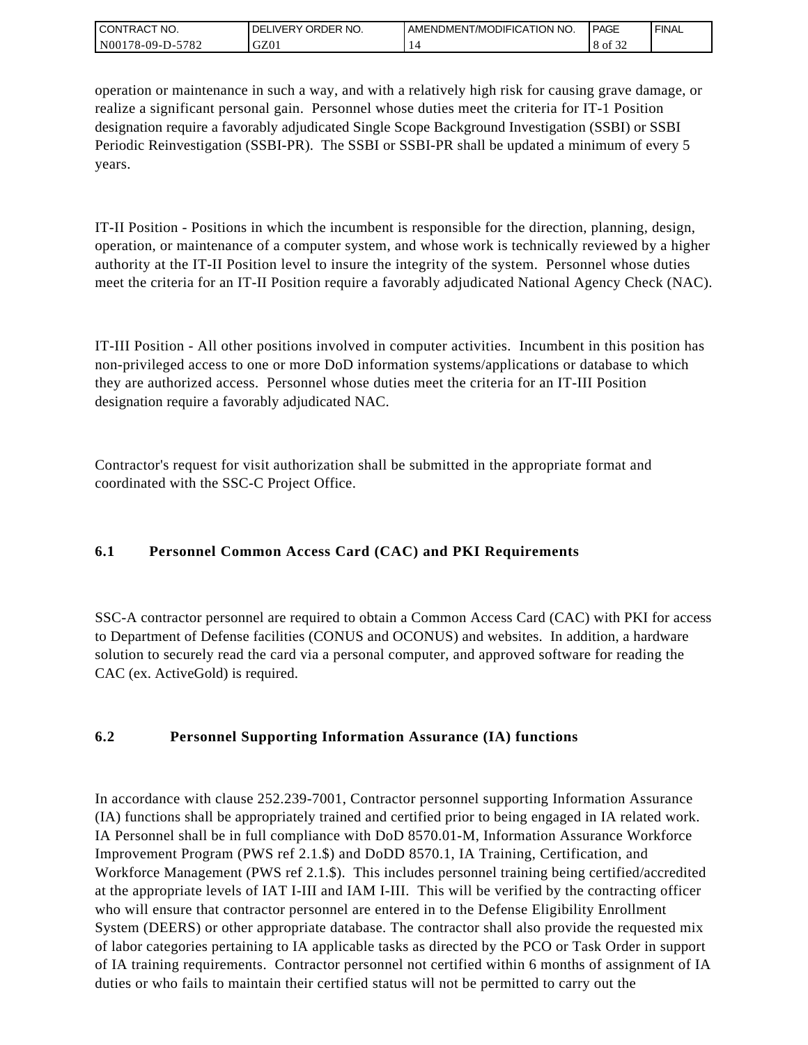operation or maintenance in such a way, and with a relatively high risk for causing grave damage, or realize a significant personal gain. Personnel whose duties meet the criteria for IT-1 Position designation require a favorably adjudicated Single Scope Background Investigation (SSBI) or SSBI Periodic Reinvestigation (SSBI-PR). The SSBI or SSBI-PR shall be updated a minimum of every 5 years.

IT-II Position - Positions in which the incumbent is responsible for the direction, planning, design, operation, or maintenance of a computer system, and whose work is technically reviewed by a higher authority at the IT-II Position level to insure the integrity of the system. Personnel whose duties meet the criteria for an IT-II Position require a favorably adjudicated National Agency Check (NAC).

IT-III Position - All other positions involved in computer activities. Incumbent in this position has non-privileged access to one or more DoD information systems/applications or database to which they are authorized access. Personnel whose duties meet the criteria for an IT-III Position designation require a favorably adjudicated NAC.

Contractor's request for visit authorization shall be submitted in the appropriate format and coordinated with the SSC-C Project Office.

### 6.1 Personnel Common Access Card (CAC) and PKI Requirements

SSC-A contractor personnel are required to obtain a Common Access Card (CAC) with PKI for access to Department of Defense facilities (CONUS and OCONUS) and websites. In addition, a hardware solution to securely read the card via a personal computer, and approved software for reading the CAC (ex. ActiveGold) is required.

### 6.2 Personnel Supporting Information Assurance (IA) functions

In accordance with clause 252.239-7001, Contractor personnel supporting Information Assurance (IA) functions shall be appropriately trained and certified prior to being engaged in IA related work. IA Personnel shall be in full compliance with DoD 8570.01-M, Information Assurance Workforce Improvement Program (PWS ref 2.1.$) and DoDD 8570.1, IA Training, Certification, and Workforce Management (PWS ref 2.1.$). This includes personnel training being certified/accredited at the appropriate levels of IAT I-III and IAM I-III. This will be verified by the contracting officer who will ensure that contractor personnel are entered in to the Defense Eligibility Enrollment System (DEERS) or other appropriate database. The contractor shall also provide the requested mix of labor categories pertaining to IA applicable tasks as directed by the PCO or Task Order in support of IA training requirements. Contractor personnel not certified within 6 months of assignment of IA duties or who fails to maintain their certified status will not be permitted to carry out the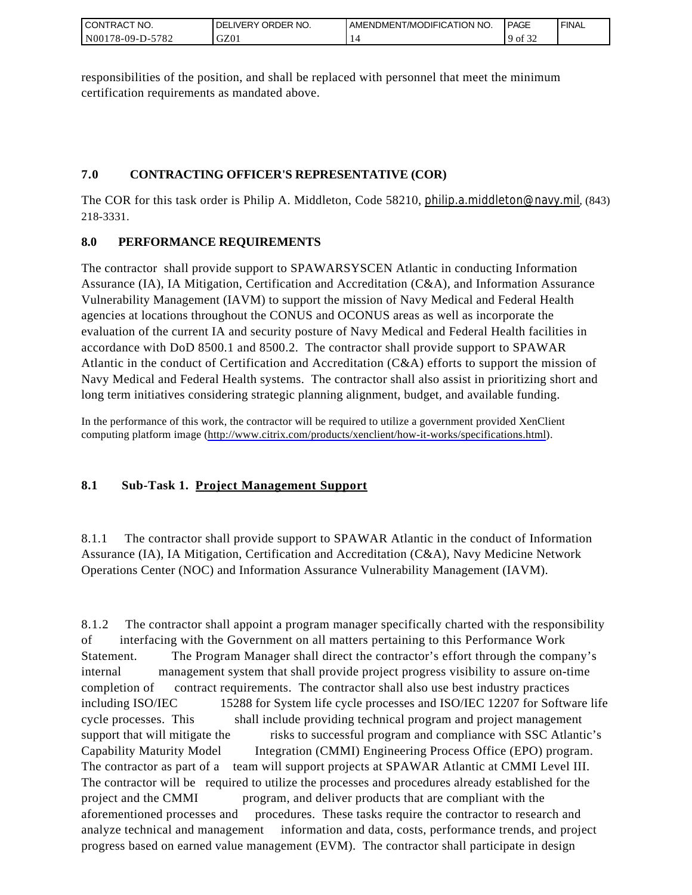responsibilities of the position, and shall be replaced with personnel that meet the minimum certification requirements as mandated above.

## 7.0 CONTRACTING OFFICER'S REPRESENTATIVE (COR)

The COR for this task order is Philip A. Middleton, Code 58210, philip.a.middleton@navy.mil, (843) 218-3331.

## 8.0 PERFORMANCE REQUIREMENTS

The contractor shall provide support to SPAWARSYSCEN Atlantic in conducting Information Assurance (IA), IA Mitigation, Certification and Accreditation (C&A), and Information Assurance Vulnerability Management (IAVM) to support the mission of Navy Medical and Federal Health agencies at locations throughout the CONUS and OCONUS areas as well as incorporate the evaluation of the current IA and security posture of Navy Medical and Federal Health facilities in accordance with DoD 8500.1 and 8500.2. The contractor shall provide support to SPAWAR Atlantic in the conduct of Certification and Accreditation (C&A) efforts to support the mission of Navy Medical and Federal Health systems. The contractor shall also assist in prioritizing short and long term initiatives considering strategic planning alignment, budget, and available funding.

In the performance of this work, the contractor will be required to utilize a government provided XenClient computing platform image (http://www.citrix.com/products/xenclient/how-it-works/specifications.html).

### 8.1 Sub-Task 1. Project Management Support

8.1.1 The contractor shall provide support to SPAWAR Atlantic in the conduct of Information Assurance (IA), IA Mitigation, Certification and Accreditation (C&A), Navy Medicine Network Operations Center (NOC) and Information Assurance Vulnerability Management (IAVM).

8.1.2 The contractor shall appoint a program manager specifically charted with the responsibility of interfacing with the Government on all matters pertaining to this Performance Work Statement. The Program Manager shall direct the contractor's effort through the company's internal management system that shall provide project progress visibility to assure on-time completion of contract requirements. The contractor shall also use best industry practices including ISO/IEC 15288 for System life cycle processes and ISO/IEC 12207 for Software life cycle processes. This shall include providing technical program and project management support that will mitigate the risks to successful program and compliance with SSC Atlantic's Capability Maturity Model Integration (CMMI) Engineering Process Office (EPO) program. The contractor as part of a team will support projects at SPAWAR Atlantic at CMMI Level III. The contractor will be required to utilize the processes and procedures already established for the project and the CMMI program, and deliver products that are compliant with the aforementioned processes and procedures. These tasks require the contractor to research and analyze technical and management information and data, costs, performance trends, and project progress based on earned value management (EVM). The contractor shall participate in design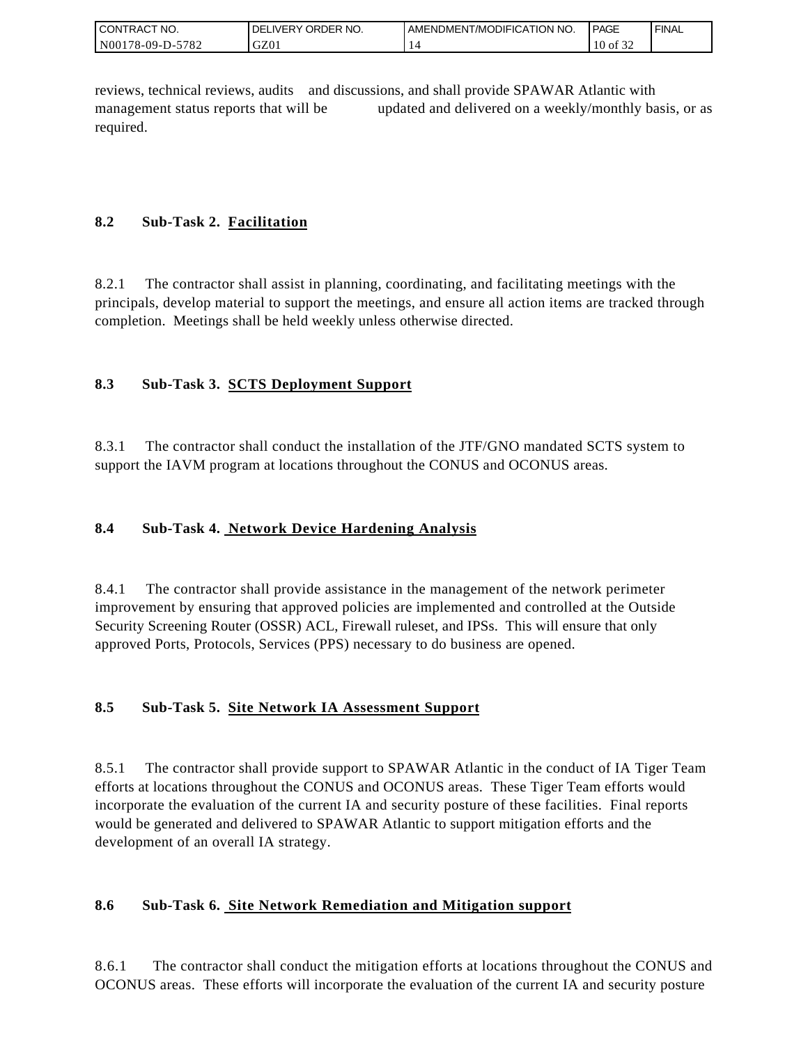reviews, technical reviews, audits and discussions, and shall provide SPAWAR Atlantic with management status reports that will be updated and delivered on a weekly/monthly basis, or as required.

### 8.2 Sub-Task 2. Facilitation

8.2.1 The contractor shall assist in planning, coordinating, and facilitating meetings with the principals, develop material to support the meetings, and ensure all action items are tracked through completion. Meetings shall be held weekly unless otherwise directed.

### 8.3 Sub-Task 3. SCTS Deployment Support

8.3.1 The contractor shall conduct the installation of the JTF/GNO mandated SCTS system to support the IAVM program at locations throughout the CONUS and OCONUS areas.

### 8.4 Sub-Task 4. Network Device Hardening Analysis

8.4.1 The contractor shall provide assistance in the management of the network perimeter improvement by ensuring that approved policies are implemented and controlled at the Outside Security Screening Router (OSSR) ACL, Firewall ruleset, and IPSs. This will ensure that only approved Ports, Protocols, Services (PPS) necessary to do business are opened.

### 8.5 Sub-Task 5. Site Network IA Assessment Support

8.5.1 The contractor shall provide support to SPAWAR Atlantic in the conduct of IA Tiger Team efforts at locations throughout the CONUS and OCONUS areas. These Tiger Team efforts would incorporate the evaluation of the current IA and security posture of these facilities. Final reports would be generated and delivered to SPAWAR Atlantic to support mitigation efforts and the development of an overall IA strategy.

### 8.6 Sub-Task 6. Site Network Remediation and Mitigation support

8.6.1 The contractor shall conduct the mitigation efforts at locations throughout the CONUS and OCONUS areas. These efforts will incorporate the evaluation of the current IA and security posture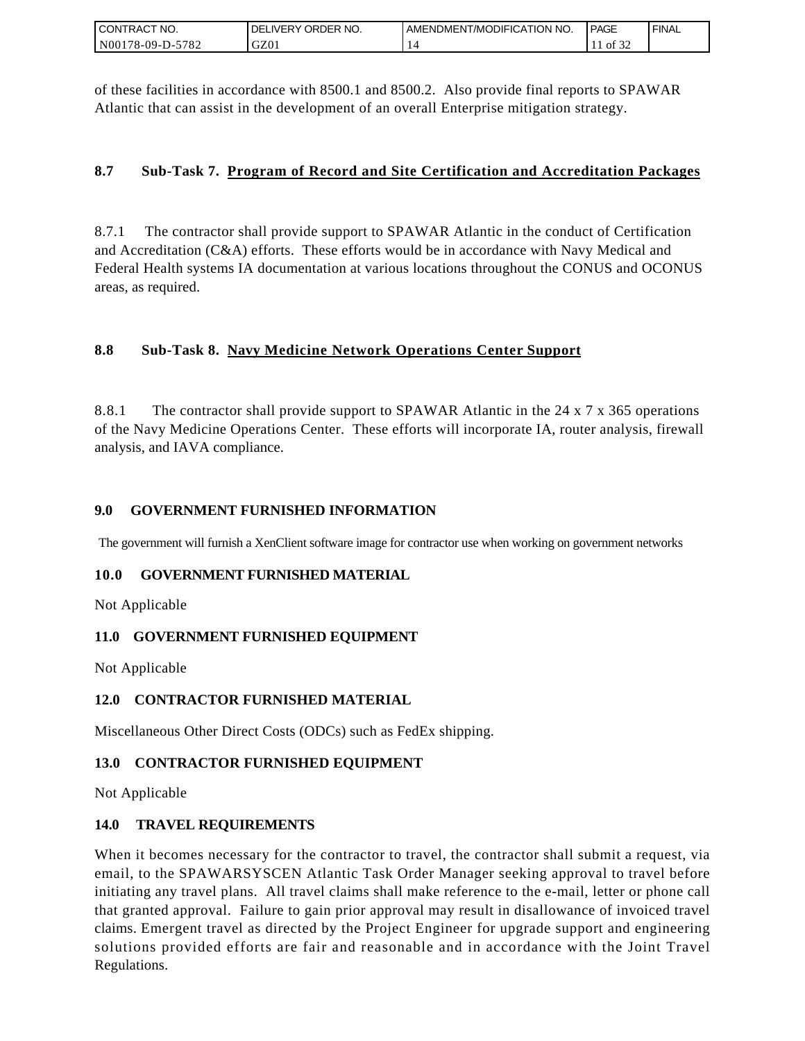of these facilities in accordance with 8500.1 and 8500.2. Also provide final reports to SPAWAR Atlantic that can assist in the development of an overall Enterprise mitigation strategy.

### 8.7 Sub-Task 7. Program of Record and Site Certification and Accreditation Packages

8.7.1 The contractor shall provide support to SPAWAR Atlantic in the conduct of Certification and Accreditation (C&A) efforts. These efforts would be in accordance with Navy Medical and Federal Health systems IA documentation at various locations throughout the CONUS and OCONUS areas, as required.

### 8.8 Sub-Task 8. Navy Medicine Network Operations Center Support

8.8.1 The contractor shall provide support to SPAWAR Atlantic in the 24 x 7 x 365 operations of the Navy Medicine Operations Center. These efforts will incorporate IA, router analysis, firewall analysis, and IAVA compliance.

## 9.0 GOVERNMENT FURNISHED INFORMATION

The government will furnish a XenClient software image for contractor use when working on government networks

## 10.0 GOVERNMENT FURNISHED MATERIAL

Not Applicable

## 11.0 GOVERNMENT FURNISHED EQUIPMENT

Not Applicable

## 12.0 CONTRACTOR FURNISHED MATERIAL

Miscellaneous Other Direct Costs (ODCs) such as FedEx shipping.

## 13.0 CONTRACTOR FURNISHED EQUIPMENT

Not Applicable

## 14.0 TRAVEL REQUIREMENTS

When it becomes necessary for the contractor to travel, the contractor shall submit a request, via email, to the SPAWARSYSCEN Atlantic Task Order Manager seeking approval to travel before initiating any travel plans. All travel claims shall make reference to the e-mail, letter or phone call that granted approval. Failure to gain prior approval may result in disallowance of invoiced travel claims. Emergent travel as directed by the Project Engineer for upgrade support and engineering solutions provided efforts are fair and reasonable and in accordance with the Joint Travel Regulations.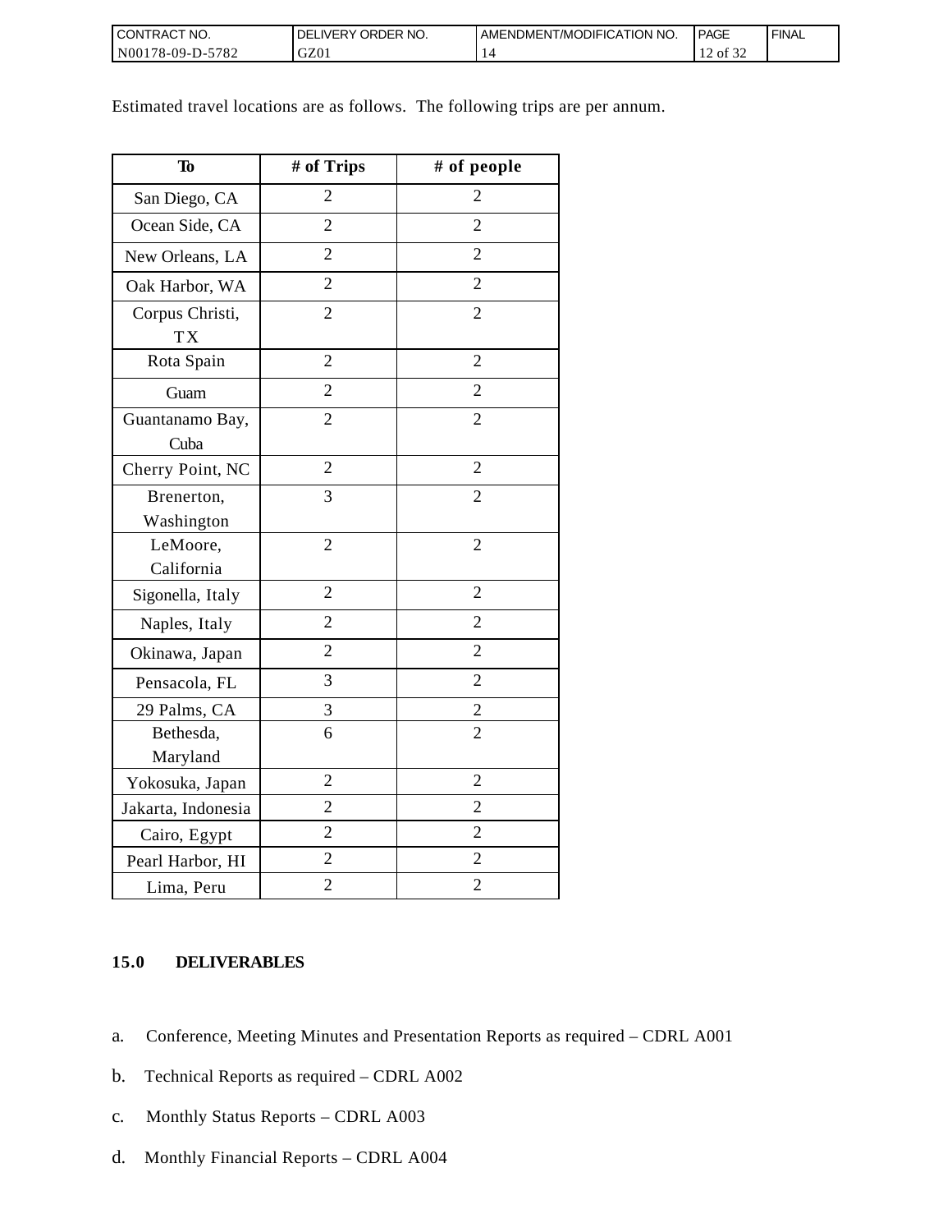Estimated travel locations are as follows.  The following trips are per annum.

| To | # of Trips | # of people |
| --- | --- | --- |
| San Diego, CA | 2 | 2 |
| Ocean Side, CA | 2 | 2 |
| New Orleans, LA | 2 | 2 |
| Oak Harbor, WA | 2 | 2 |
| Corpus Christi, TX | 2 | 2 |
| Rota Spain | 2 | 2 |
| Guam | 2 | 2 |
| Guantanamo Bay, Cuba | 2 | 2 |
| Cherry Point, NC | 2 | 2 |
| Brenerton, Washington | 3 | 2 |
| LeMoore, California | 2 | 2 |
| Sigonella, Italy | 2 | 2 |
| Naples, Italy | 2 | 2 |
| Okinawa, Japan | 2 | 2 |
| Pensacola, FL | 3 | 2 |
| 29 Palms, CA | 3 | 2 |
| Bethesda, Maryland | 6 | 2 |
| Yokosuka, Japan | 2 | 2 |
| Jakarta, Indonesia | 2 | 2 |
| Cairo, Egypt | 2 | 2 |
| Pearl Harbor, HI | 2 | 2 |
| Lima, Peru | 2 | 2 |

## 15.0 DELIVERABLES

a. Conference, Meeting Minutes and Presentation Reports as required – CDRL A001

b. Technical Reports as required – CDRL A002

c. Monthly Status Reports – CDRL A003

d. Monthly Financial Reports – CDRL A004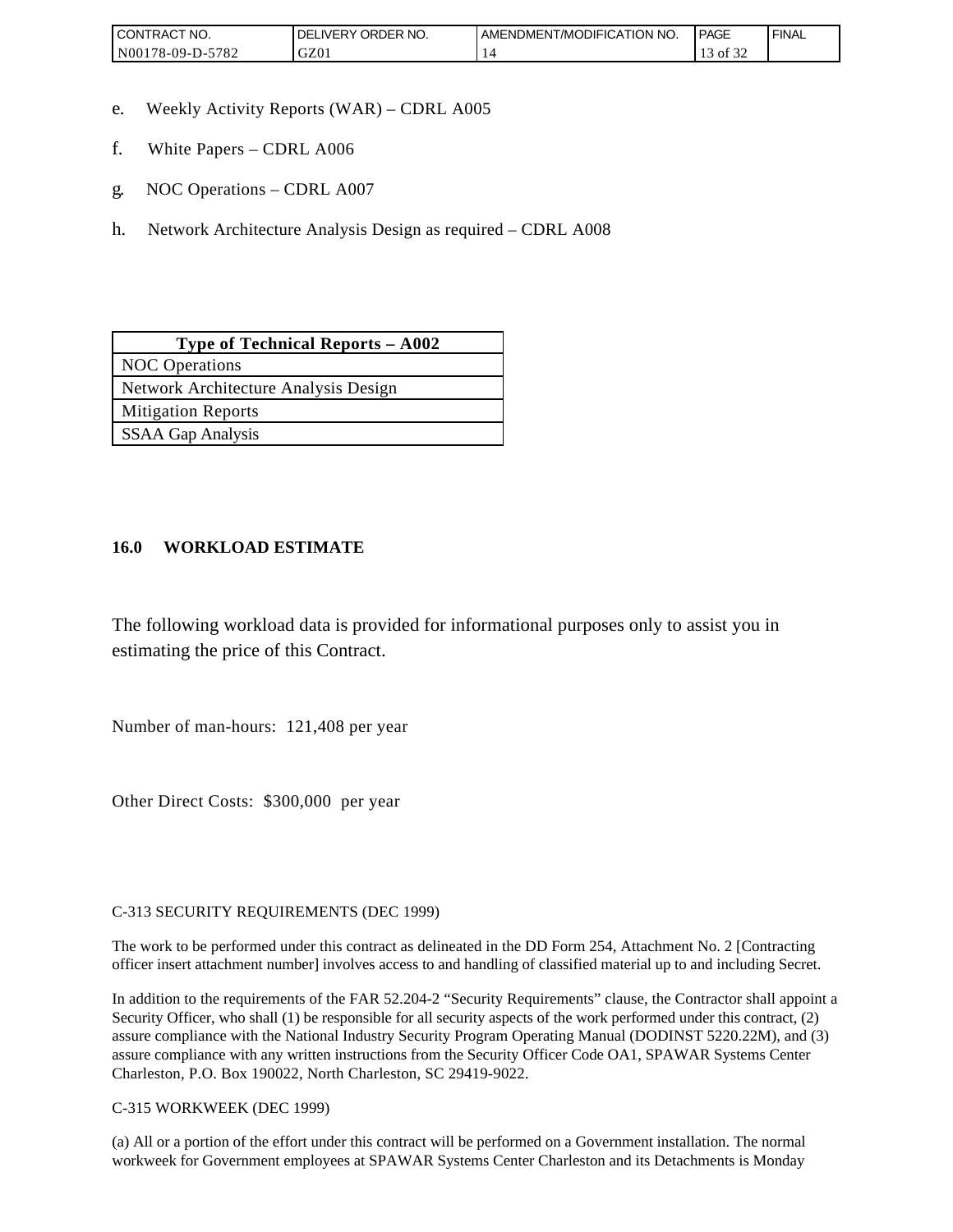e. Weekly Activity Reports (WAR) – CDRL A005

f. White Papers – CDRL A006

g. NOC Operations – CDRL A007

h. Network Architecture Analysis Design as required – CDRL A008

| Type of Technical Reports – A002 |
| --- |
| NOC Operations |
| Network Architecture Analysis Design |
| Mitigation Reports |
| SSAA Gap Analysis |

**16.0 WORKLOAD ESTIMATE**

The following workload data is provided for informational purposes only to assist you in estimating the price of this Contract.

Number of man-hours: 121,408 per year

Other Direct Costs: $300,000 per year

C-313 SECURITY REQUIREMENTS (DEC 1999)

The work to be performed under this contract as delineated in the DD Form 254, Attachment No. 2 [Contracting officer insert attachment number] involves access to and handling of classified material up to and including Secret.

In addition to the requirements of the FAR 52.204-2 “Security Requirements” clause, the Contractor shall appoint a Security Officer, who shall (1) be responsible for all security aspects of the work performed under this contract, (2) assure compliance with the National Industry Security Program Operating Manual (DODINST 5220.22M), and (3) assure compliance with any written instructions from the Security Officer Code OA1, SPAWAR Systems Center Charleston, P.O. Box 190022, North Charleston, SC 29419-9022.

C-315 WORKWEEK (DEC 1999)

(a) All or a portion of the effort under this contract will be performed on a Government installation. The normal workweek for Government employees at SPAWAR Systems Center Charleston and its Detachments is Monday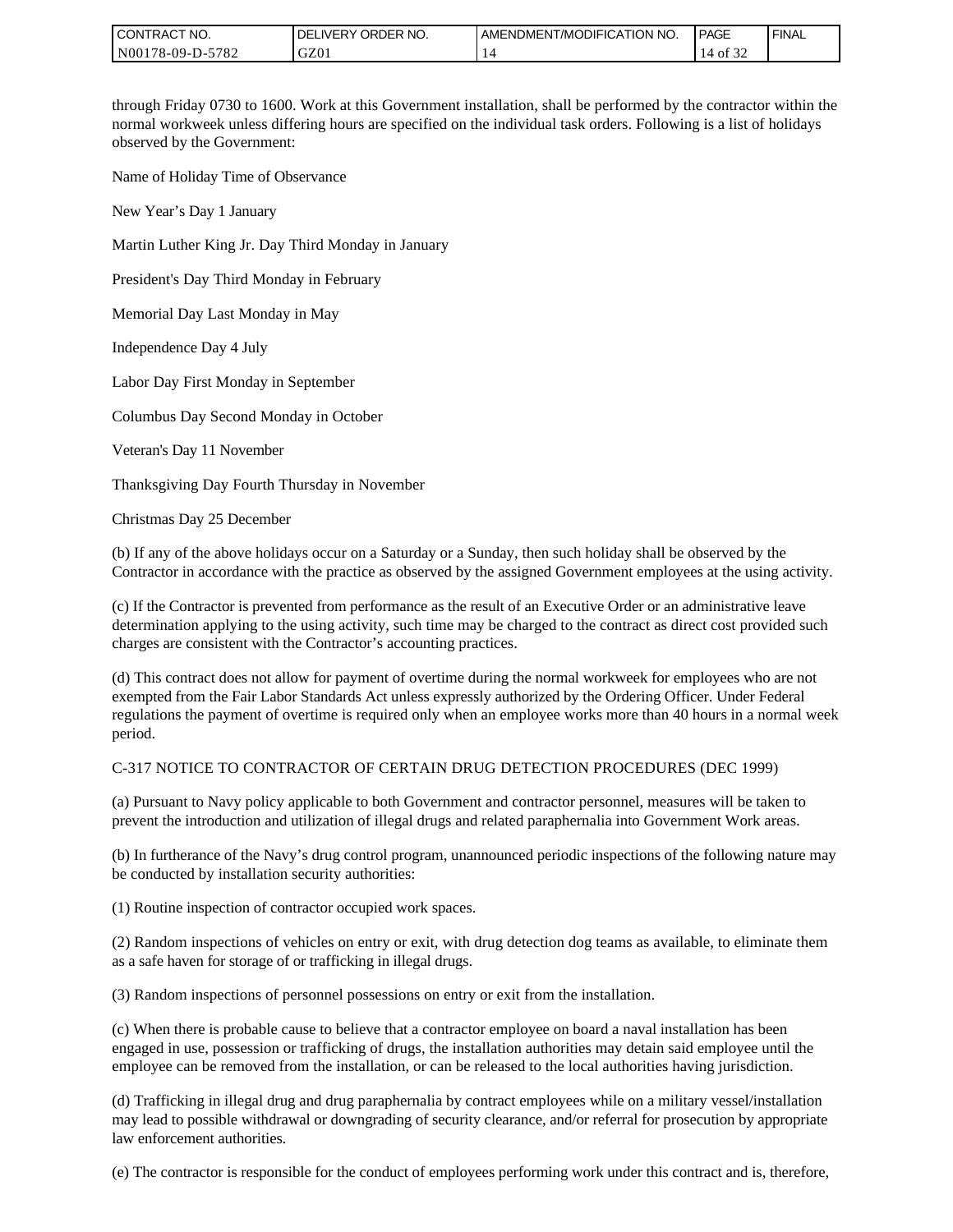through Friday 0730 to 1600. Work at this Government installation, shall be performed by the contractor within the normal workweek unless differing hours are specified on the individual task orders. Following is a list of holidays observed by the Government:

Name of Holiday Time of Observance

New Year's Day 1 January

Martin Luther King Jr. Day Third Monday in January

President's Day Third Monday in February

Memorial Day Last Monday in May

Independence Day 4 July

Labor Day First Monday in September

Columbus Day Second Monday in October

Veteran's Day 11 November

Thanksgiving Day Fourth Thursday in November

Christmas Day 25 December

(b) If any of the above holidays occur on a Saturday or a Sunday, then such holiday shall be observed by the Contractor in accordance with the practice as observed by the assigned Government employees at the using activity.

(c) If the Contractor is prevented from performance as the result of an Executive Order or an administrative leave determination applying to the using activity, such time may be charged to the contract as direct cost provided such charges are consistent with the Contractor's accounting practices.

(d) This contract does not allow for payment of overtime during the normal workweek for employees who are not exempted from the Fair Labor Standards Act unless expressly authorized by the Ordering Officer. Under Federal regulations the payment of overtime is required only when an employee works more than 40 hours in a normal week period.

C-317 NOTICE TO CONTRACTOR OF CERTAIN DRUG DETECTION PROCEDURES (DEC 1999)

(a) Pursuant to Navy policy applicable to both Government and contractor personnel, measures will be taken to prevent the introduction and utilization of illegal drugs and related paraphernalia into Government Work areas.

(b) In furtherance of the Navy's drug control program, unannounced periodic inspections of the following nature may be conducted by installation security authorities:

(1) Routine inspection of contractor occupied work spaces.

(2) Random inspections of vehicles on entry or exit, with drug detection dog teams as available, to eliminate them as a safe haven for storage of or trafficking in illegal drugs.

(3) Random inspections of personnel possessions on entry or exit from the installation.

(c) When there is probable cause to believe that a contractor employee on board a naval installation has been engaged in use, possession or trafficking of drugs, the installation authorities may detain said employee until the employee can be removed from the installation, or can be released to the local authorities having jurisdiction.

(d) Trafficking in illegal drug and drug paraphernalia by contract employees while on a military vessel/installation may lead to possible withdrawal or downgrading of security clearance, and/or referral for prosecution by appropriate law enforcement authorities.

(e) The contractor is responsible for the conduct of employees performing work under this contract and is, therefore,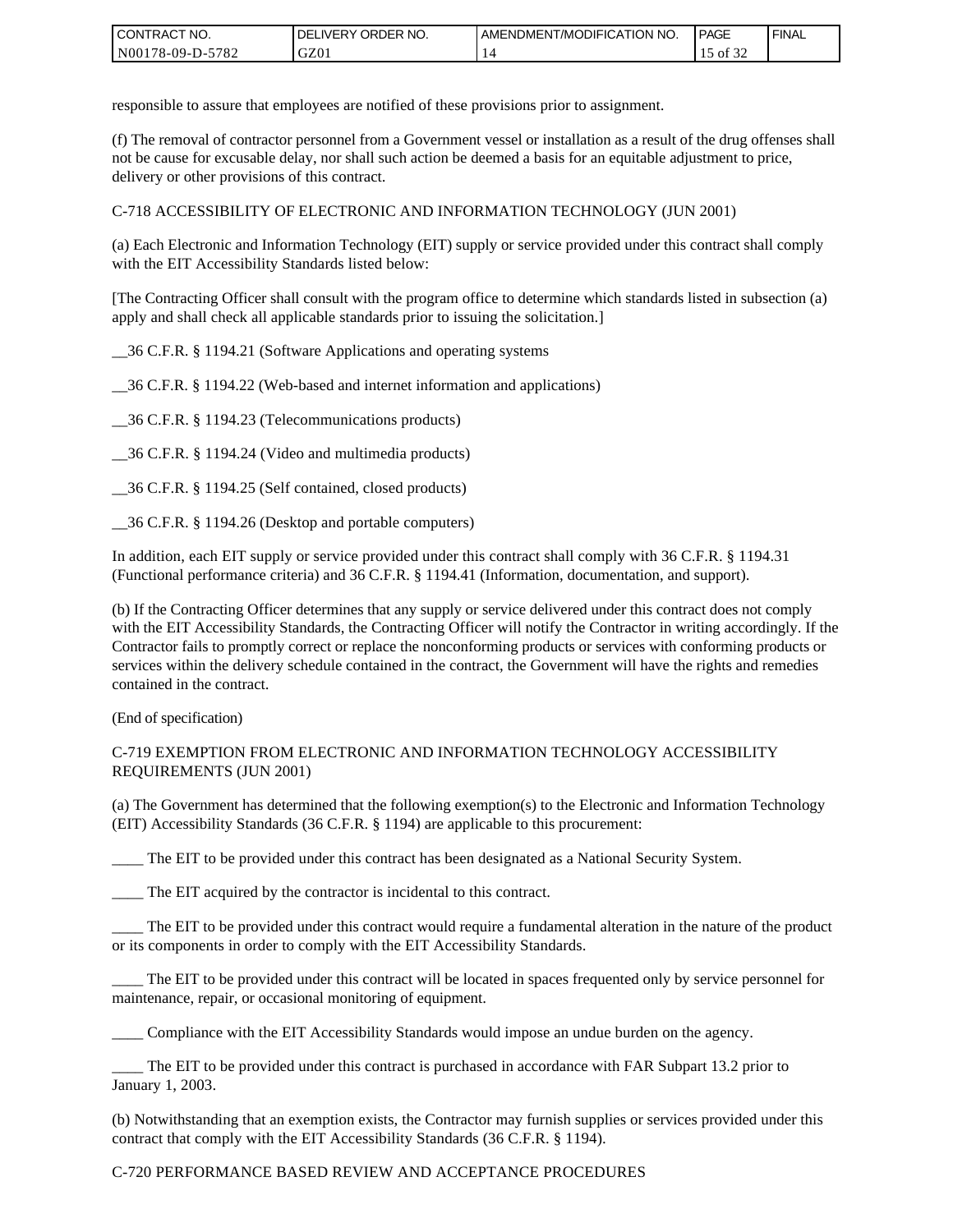responsible to assure that employees are notified of these provisions prior to assignment.

(f) The removal of contractor personnel from a Government vessel or installation as a result of the drug offenses shall not be cause for excusable delay, nor shall such action be deemed a basis for an equitable adjustment to price, delivery or other provisions of this contract.

C-718 ACCESSIBILITY OF ELECTRONIC AND INFORMATION TECHNOLOGY (JUN 2001)

(a) Each Electronic and Information Technology (EIT) supply or service provided under this contract shall comply with the EIT Accessibility Standards listed below:

[The Contracting Officer shall consult with the program office to determine which standards listed in subsection (a) apply and shall check all applicable standards prior to issuing the solicitation.]

__36 C.F.R. § 1194.21 (Software Applications and operating systems

__36 C.F.R. § 1194.22 (Web-based and internet information and applications)

__36 C.F.R. § 1194.23 (Telecommunications products)

__36 C.F.R. § 1194.24 (Video and multimedia products)

__36 C.F.R. § 1194.25 (Self contained, closed products)

__36 C.F.R. § 1194.26 (Desktop and portable computers)

In addition, each EIT supply or service provided under this contract shall comply with 36 C.F.R. § 1194.31 (Functional performance criteria) and 36 C.F.R. § 1194.41 (Information, documentation, and support).

(b) If the Contracting Officer determines that any supply or service delivered under this contract does not comply with the EIT Accessibility Standards, the Contracting Officer will notify the Contractor in writing accordingly. If the Contractor fails to promptly correct or replace the nonconforming products or services with conforming products or services within the delivery schedule contained in the contract, the Government will have the rights and remedies contained in the contract.

(End of specification)

C-719 EXEMPTION FROM ELECTRONIC AND INFORMATION TECHNOLOGY ACCESSIBILITY REQUIREMENTS (JUN 2001)

(a) The Government has determined that the following exemption(s) to the Electronic and Information Technology (EIT) Accessibility Standards (36 C.F.R. § 1194) are applicable to this procurement:

____ The EIT to be provided under this contract has been designated as a National Security System.

____ The EIT acquired by the contractor is incidental to this contract.

____ The EIT to be provided under this contract would require a fundamental alteration in the nature of the product or its components in order to comply with the EIT Accessibility Standards.

____ The EIT to be provided under this contract will be located in spaces frequented only by service personnel for maintenance, repair, or occasional monitoring of equipment.

____ Compliance with the EIT Accessibility Standards would impose an undue burden on the agency.

____ The EIT to be provided under this contract is purchased in accordance with FAR Subpart 13.2 prior to January 1, 2003.

(b) Notwithstanding that an exemption exists, the Contractor may furnish supplies or services provided under this contract that comply with the EIT Accessibility Standards (36 C.F.R. § 1194).

C-720 PERFORMANCE BASED REVIEW AND ACCEPTANCE PROCEDURES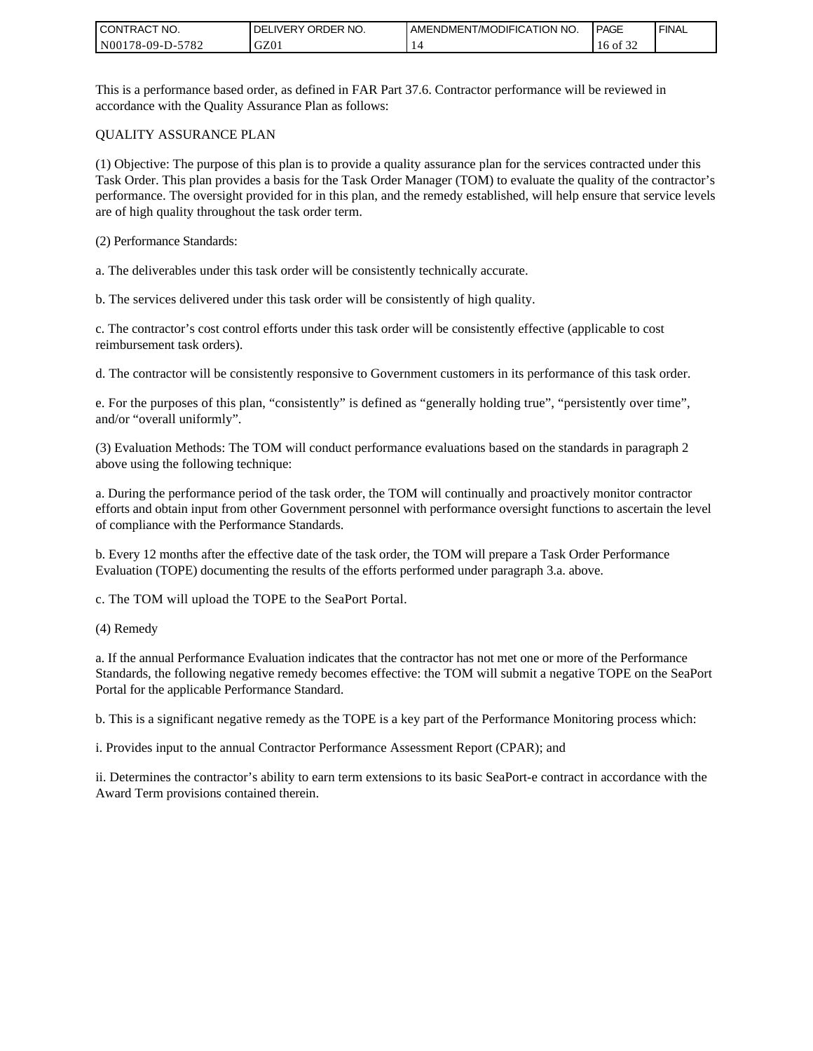This is a performance based order, as defined in FAR Part 37.6. Contractor performance will be reviewed in accordance with the Quality Assurance Plan as follows:

QUALITY ASSURANCE PLAN

(1) Objective: The purpose of this plan is to provide a quality assurance plan for the services contracted under this Task Order. This plan provides a basis for the Task Order Manager (TOM) to evaluate the quality of the contractor's performance. The oversight provided for in this plan, and the remedy established, will help ensure that service levels are of high quality throughout the task order term.

(2) Performance Standards:

a. The deliverables under this task order will be consistently technically accurate.

b. The services delivered under this task order will be consistently of high quality.

c. The contractor's cost control efforts under this task order will be consistently effective (applicable to cost reimbursement task orders).

d. The contractor will be consistently responsive to Government customers in its performance of this task order.

e. For the purposes of this plan, "consistently" is defined as "generally holding true", "persistently over time", and/or "overall uniformly".

(3) Evaluation Methods: The TOM will conduct performance evaluations based on the standards in paragraph 2 above using the following technique:

a. During the performance period of the task order, the TOM will continually and proactively monitor contractor efforts and obtain input from other Government personnel with performance oversight functions to ascertain the level of compliance with the Performance Standards.

b. Every 12 months after the effective date of the task order, the TOM will prepare a Task Order Performance Evaluation (TOPE) documenting the results of the efforts performed under paragraph 3.a. above.

c. The TOM will upload the TOPE to the SeaPort Portal.

(4) Remedy

a. If the annual Performance Evaluation indicates that the contractor has not met one or more of the Performance Standards, the following negative remedy becomes effective: the TOM will submit a negative TOPE on the SeaPort Portal for the applicable Performance Standard.

b. This is a significant negative remedy as the TOPE is a key part of the Performance Monitoring process which:

i. Provides input to the annual Contractor Performance Assessment Report (CPAR); and

ii. Determines the contractor's ability to earn term extensions to its basic SeaPort-e contract in accordance with the Award Term provisions contained therein.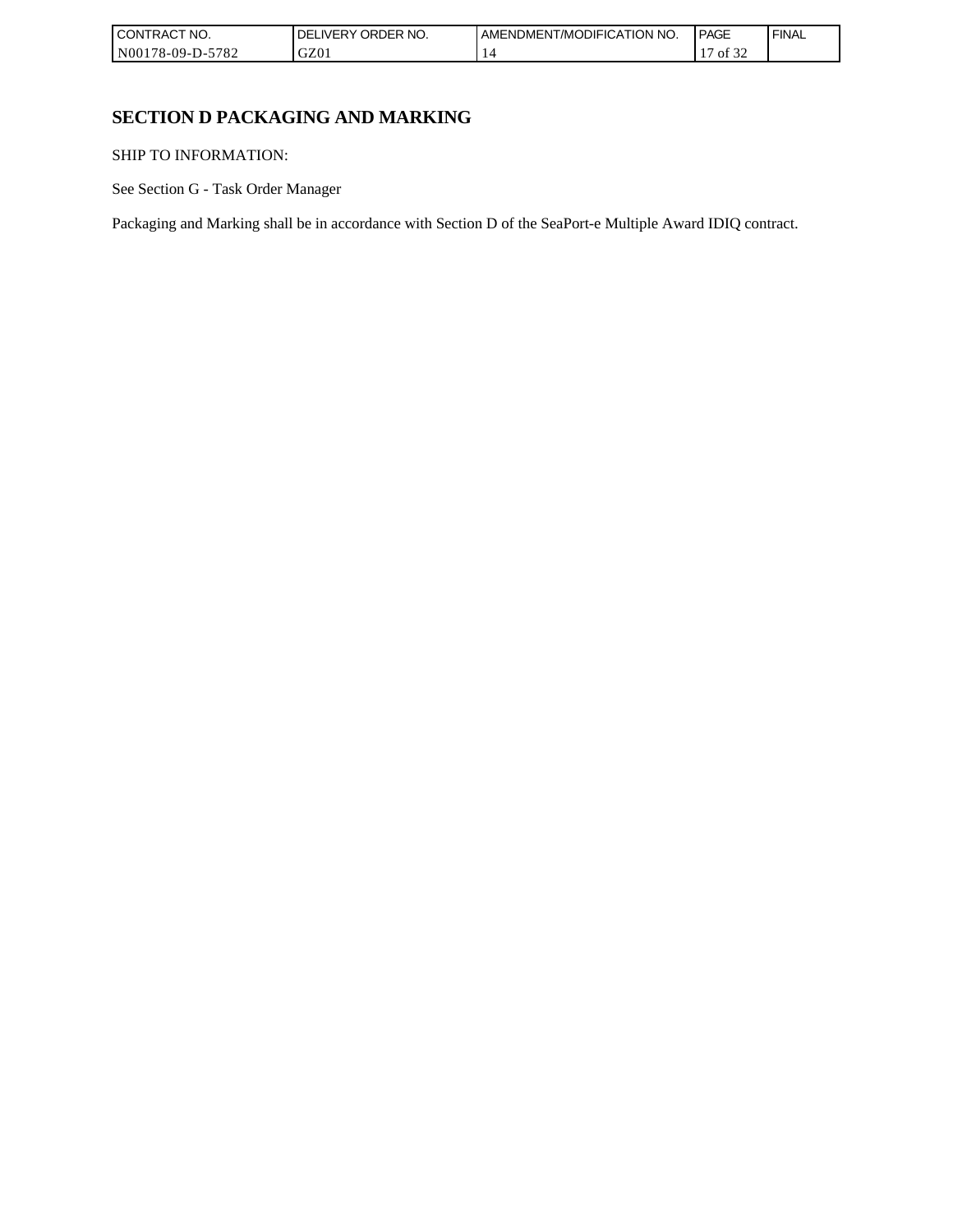# SECTION D PACKAGING AND MARKING

SHIP TO INFORMATION:

See Section G - Task Order Manager

Packaging and Marking shall be in accordance with Section D of the SeaPort-e Multiple Award IDIQ contract.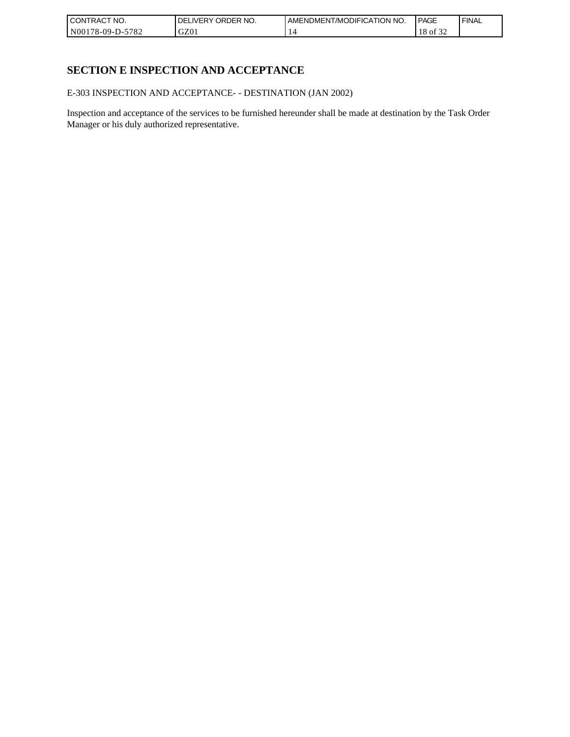## SECTION E INSPECTION AND ACCEPTANCE

E-303 INSPECTION AND ACCEPTANCE- - DESTINATION (JAN 2002)

Inspection and acceptance of the services to be furnished hereunder shall be made at destination by the Task Order Manager or his duly authorized representative.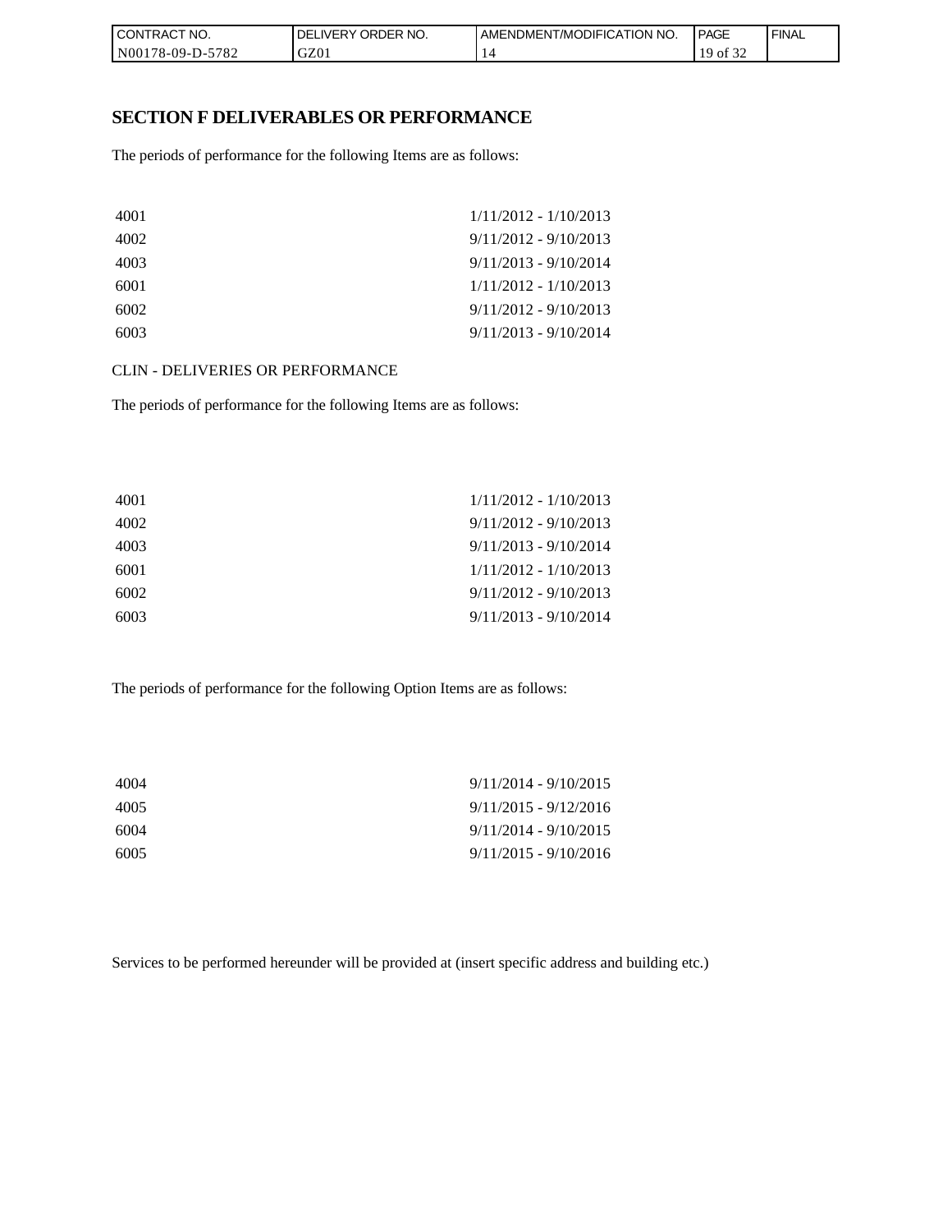## SECTION F DELIVERABLES OR PERFORMANCE

The periods of performance for the following Items are as follows:

| | |
|---|---|
| 4001 | 1/11/2012 - 1/10/2013 |
| 4002 | 9/11/2012 - 9/10/2013 |
| 4003 | 9/11/2013 - 9/10/2014 |
| 6001 | 1/11/2012 - 1/10/2013 |
| 6002 | 9/11/2012 - 9/10/2013 |
| 6003 | 9/11/2013 - 9/10/2014 |

CLIN - DELIVERIES OR PERFORMANCE

The periods of performance for the following Items are as follows:

| | |
|---|---|
| 4001 | 1/11/2012 - 1/10/2013 |
| 4002 | 9/11/2012 - 9/10/2013 |
| 4003 | 9/11/2013 - 9/10/2014 |
| 6001 | 1/11/2012 - 1/10/2013 |
| 6002 | 9/11/2012 - 9/10/2013 |
| 6003 | 9/11/2013 - 9/10/2014 |

The periods of performance for the following Option Items are as follows:

| | |
|---|---|
| 4004 | 9/11/2014 - 9/10/2015 |
| 4005 | 9/11/2015 - 9/12/2016 |
| 6004 | 9/11/2014 - 9/10/2015 |
| 6005 | 9/11/2015 - 9/10/2016 |

Services to be performed hereunder will be provided at (insert specific address and building etc.)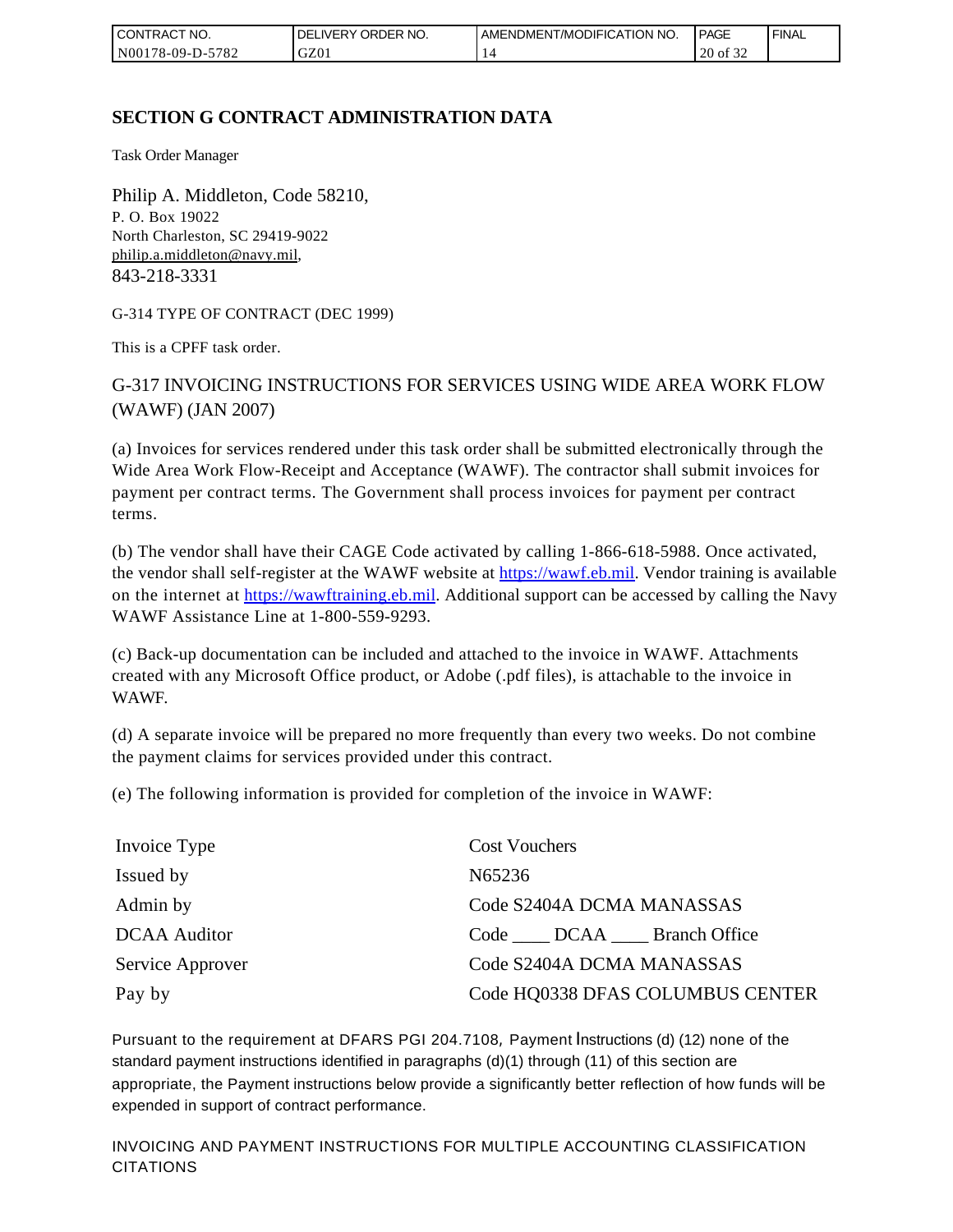## SECTION G CONTRACT ADMINISTRATION DATA

Task Order Manager

Philip A. Middleton, Code 58210,
P. O. Box 19022
North Charleston, SC 29419-9022
philip.a.middleton@navy.mil,
843-218-3331

G-314 TYPE OF CONTRACT (DEC 1999)

This is a CPFF task order.

G-317 INVOICING INSTRUCTIONS FOR SERVICES USING WIDE AREA WORK FLOW (WAWF) (JAN 2007)

(a) Invoices for services rendered under this task order shall be submitted electronically through the Wide Area Work Flow-Receipt and Acceptance (WAWF). The contractor shall submit invoices for payment per contract terms. The Government shall process invoices for payment per contract terms.

(b) The vendor shall have their CAGE Code activated by calling 1-866-618-5988. Once activated, the vendor shall self-register at the WAWF website at https://wawf.eb.mil. Vendor training is available on the internet at https://wawftraining.eb.mil. Additional support can be accessed by calling the Navy WAWF Assistance Line at 1-800-559-9293.

(c) Back-up documentation can be included and attached to the invoice in WAWF. Attachments created with any Microsoft Office product, or Adobe (.pdf files), is attachable to the invoice in WAWF.

(d) A separate invoice will be prepared no more frequently than every two weeks. Do not combine the payment claims for services provided under this contract.

(e) The following information is provided for completion of the invoice in WAWF:

| | |
|---|---|
| Invoice Type | Cost Vouchers |
| Issued by | N65236 |
| Admin by | Code S2404A DCMA MANASSAS |
| DCAA Auditor | Code ____ DCAA ____ Branch Office |
| Service Approver | Code S2404A DCMA MANASSAS |
| Pay by | Code HQ0338 DFAS COLUMBUS CENTER |

Pursuant to the requirement at DFARS PGI 204.7108, Payment Instructions (d) (12) none of the standard payment instructions identified in paragraphs (d)(1) through (11) of this section are appropriate, the Payment instructions below provide a significantly better reflection of how funds will be expended in support of contract performance.

INVOICING AND PAYMENT INSTRUCTIONS FOR MULTIPLE ACCOUNTING CLASSIFICATION CITATIONS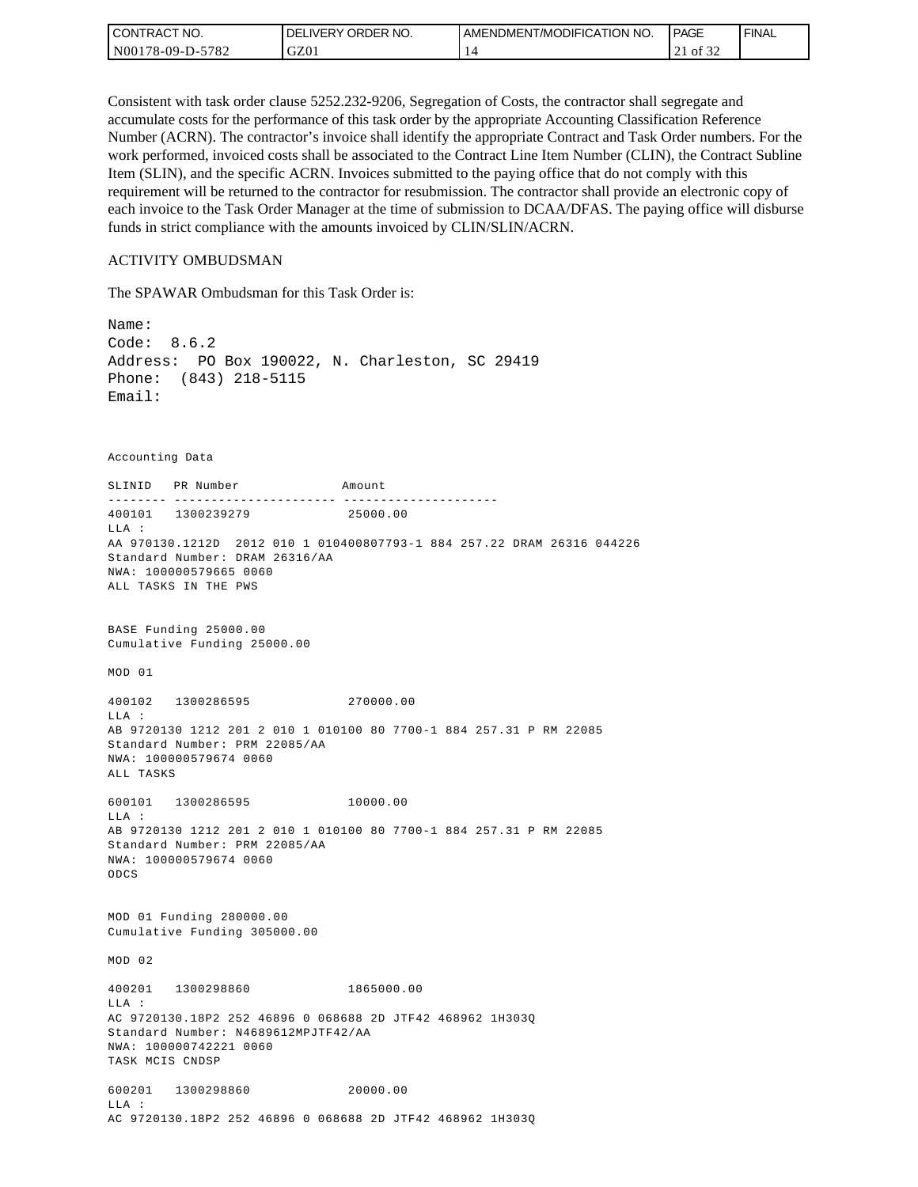Consistent with task order clause 5252.232-9206, Segregation of Costs, the contractor shall segregate and accumulate costs for the performance of this task order by the appropriate Accounting Classification Reference Number (ACRN). The contractor's invoice shall identify the appropriate Contract and Task Order numbers. For the work performed, invoiced costs shall be associated to the Contract Line Item Number (CLIN), the Contract Subline Item (SLIN), and the specific ACRN. Invoices submitted to the paying office that do not comply with this requirement will be returned to the contractor for resubmission. The contractor shall provide an electronic copy of each invoice to the Task Order Manager at the time of submission to DCAA/DFAS. The paying office will disburse funds in strict compliance with the amounts invoiced by CLIN/SLIN/ACRN.

ACTIVITY OMBUDSMAN

The SPAWAR Ombudsman for this Task Order is:

```
Name:
Code:  8.6.2
Address:  PO Box 190022, N. Charleston, SC 29419
Phone:  (843) 218-5115
Email:
```

```
Accounting Data

SLINID   PR Number              Amount
-------- ---------------------- ---------------------
400101   1300239279              25000.00
LLA :
AA 970130.1212D  2012 010 1 010400807793-1 884 257.22 DRAM 26316 044226
Standard Number: DRAM 26316/AA
NWA: 100000579665 0060
ALL TASKS IN THE PWS


BASE Funding 25000.00
Cumulative Funding 25000.00

MOD 01

400102   1300286595              270000.00
LLA :
AB 9720130 1212 201 2 010 1 010100 80 7700-1 884 257.31 P RM 22085
Standard Number: PRM 22085/AA
NWA: 100000579674 0060
ALL TASKS

600101   1300286595              10000.00
LLA :
AB 9720130 1212 201 2 010 1 010100 80 7700-1 884 257.31 P RM 22085
Standard Number: PRM 22085/AA
NWA: 100000579674 0060
ODCS


MOD 01 Funding 280000.00
Cumulative Funding 305000.00

MOD 02

400201   1300298860              1865000.00
LLA :
AC 9720130.18P2 252 46896 0 068688 2D JTF42 468962 1H303Q
Standard Number: N4689612MPJTF42/AA
NWA: 100000742221 0060
TASK MCIS CNDSP

600201   1300298860              20000.00
LLA :
AC 9720130.18P2 252 46896 0 068688 2D JTF42 468962 1H303Q
```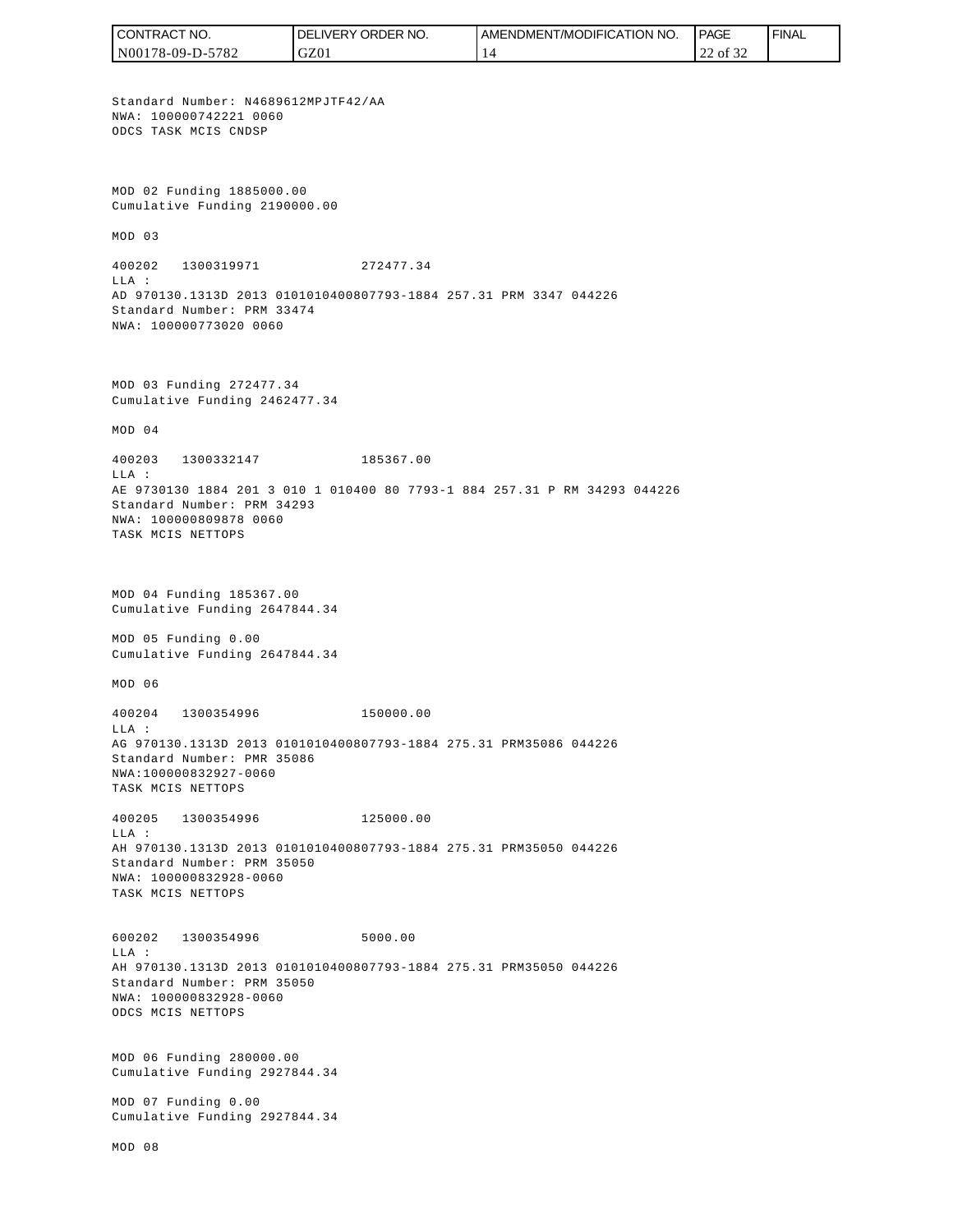Standard Number: N4689612MPJTF42/AA
NWA: 100000742221 0060
ODCS TASK MCIS CNDSP

MOD 02 Funding 1885000.00
Cumulative Funding 2190000.00

MOD 03

400202 1300319971 272477.34
LLA :
AD 970130.1313D 2013 0101010400807793-1884 257.31 PRM 3347 044226
Standard Number: PRM 33474
NWA: 100000773020 0060

MOD 03 Funding 272477.34
Cumulative Funding 2462477.34

MOD 04

400203 1300332147 185367.00
LLA :
AE 9730130 1884 201 3 010 1 010400 80 7793-1 884 257.31 P RM 34293 044226
Standard Number: PRM 34293
NWA: 100000809878 0060
TASK MCIS NETTOPS

MOD 04 Funding 185367.00
Cumulative Funding 2647844.34

MOD 05 Funding 0.00
Cumulative Funding 2647844.34

MOD 06

400204 1300354996 150000.00
LLA :
AG 970130.1313D 2013 0101010400807793-1884 275.31 PRM35086 044226
Standard Number: PMR 35086
NWA:100000832927-0060
TASK MCIS NETTOPS

400205 1300354996 125000.00
LLA :
AH 970130.1313D 2013 0101010400807793-1884 275.31 PRM35050 044226
Standard Number: PRM 35050
NWA: 100000832928-0060
TASK MCIS NETTOPS

600202 1300354996 5000.00
LLA :
AH 970130.1313D 2013 0101010400807793-1884 275.31 PRM35050 044226
Standard Number: PRM 35050
NWA: 100000832928-0060
ODCS MCIS NETTOPS

MOD 06 Funding 280000.00
Cumulative Funding 2927844.34

MOD 07 Funding 0.00
Cumulative Funding 2927844.34

MOD 08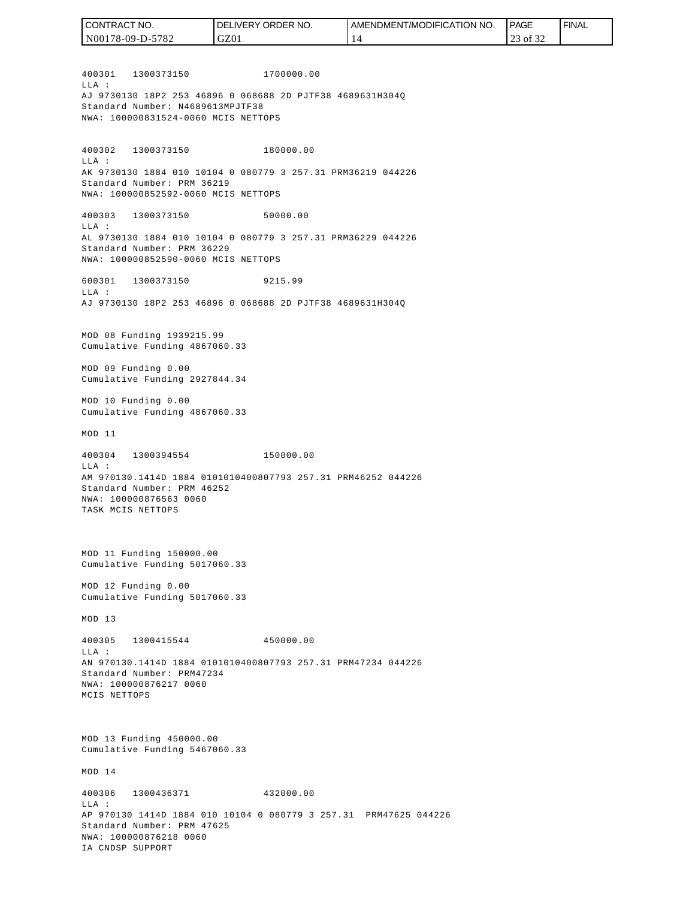400301 1300373150 1700000.00
LLA :
AJ 9730130 18P2 253 46896 0 068688 2D PJTF38 4689631H304Q
Standard Number: N4689613MPJTF38
NWA: 100000831524-0060 MCIS NETTOPS

400302 1300373150 180000.00
LLA :
AK 9730130 1884 010 10104 0 080779 3 257.31 PRM36219 044226
Standard Number: PRM 36219
NWA: 100000852592-0060 MCIS NETTOPS

400303 1300373150 50000.00
LLA :
AL 9730130 1884 010 10104 0 080779 3 257.31 PRM36229 044226
Standard Number: PRM 36229
NWA: 100000852590-0060 MCIS NETTOPS

600301 1300373150 9215.99
LLA :
AJ 9730130 18P2 253 46896 0 068688 2D PJTF38 4689631H304Q

MOD 08 Funding 1939215.99
Cumulative Funding 4867060.33

MOD 09 Funding 0.00
Cumulative Funding 2927844.34

MOD 10 Funding 0.00
Cumulative Funding 4867060.33

MOD 11

400304 1300394554 150000.00
LLA :
AM 970130.1414D 1884 0101010400807793 257.31 PRM46252 044226
Standard Number: PRM 46252
NWA: 100000876563 0060
TASK MCIS NETTOPS

MOD 11 Funding 150000.00
Cumulative Funding 5017060.33

MOD 12 Funding 0.00
Cumulative Funding 5017060.33

MOD 13

400305 1300415544 450000.00
LLA :
AN 970130.1414D 1884 0101010400807793 257.31 PRM47234 044226
Standard Number: PRM47234
NWA: 100000876217 0060
MCIS NETTOPS

MOD 13 Funding 450000.00
Cumulative Funding 5467060.33

MOD 14

400306 1300436371 432000.00
LLA :
AP 970130 1414D 1884 010 10104 0 080779 3 257.31 PRM47625 044226
Standard Number: PRM 47625
NWA: 100000876218 0060
IA CNDSP SUPPORT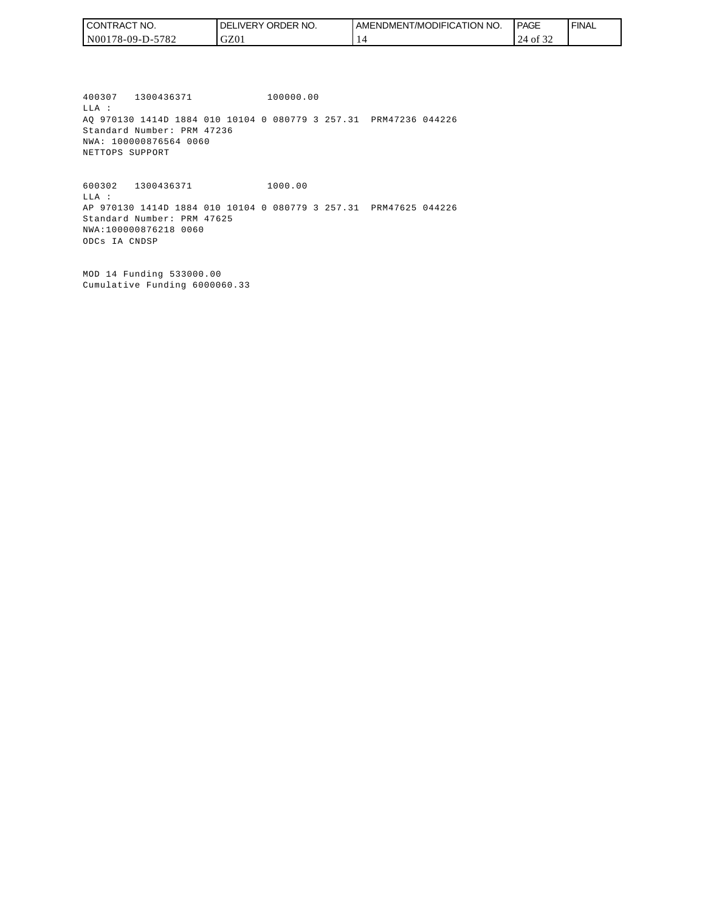400307   1300436371              100000.00
LLA :
AQ 970130 1414D 1884 010 10104 0 080779 3 257.31  PRM47236 044226
Standard Number: PRM 47236
NWA: 100000876564 0060
NETTOPS SUPPORT

600302   1300436371              1000.00
LLA :
AP 970130 1414D 1884 010 10104 0 080779 3 257.31  PRM47625 044226
Standard Number: PRM 47625
NWA:100000876218 0060
ODCs IA CNDSP

MOD 14 Funding 533000.00
Cumulative Funding 6000060.33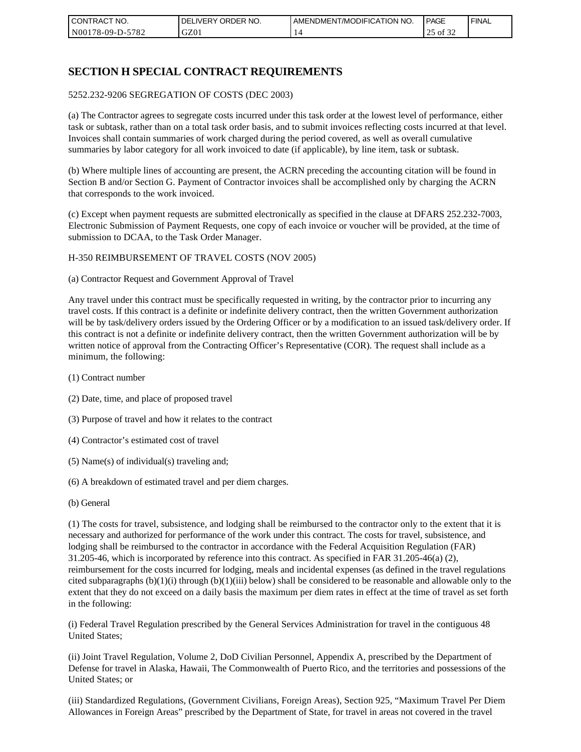## SECTION H SPECIAL CONTRACT REQUIREMENTS

5252.232-9206 SEGREGATION OF COSTS (DEC 2003)

(a) The Contractor agrees to segregate costs incurred under this task order at the lowest level of performance, either task or subtask, rather than on a total task order basis, and to submit invoices reflecting costs incurred at that level. Invoices shall contain summaries of work charged during the period covered, as well as overall cumulative summaries by labor category for all work invoiced to date (if applicable), by line item, task or subtask.

(b) Where multiple lines of accounting are present, the ACRN preceding the accounting citation will be found in Section B and/or Section G. Payment of Contractor invoices shall be accomplished only by charging the ACRN that corresponds to the work invoiced.

(c) Except when payment requests are submitted electronically as specified in the clause at DFARS 252.232-7003, Electronic Submission of Payment Requests, one copy of each invoice or voucher will be provided, at the time of submission to DCAA, to the Task Order Manager.

H-350 REIMBURSEMENT OF TRAVEL COSTS (NOV 2005)

(a) Contractor Request and Government Approval of Travel

Any travel under this contract must be specifically requested in writing, by the contractor prior to incurring any travel costs. If this contract is a definite or indefinite delivery contract, then the written Government authorization will be by task/delivery orders issued by the Ordering Officer or by a modification to an issued task/delivery order. If this contract is not a definite or indefinite delivery contract, then the written Government authorization will be by written notice of approval from the Contracting Officer's Representative (COR). The request shall include as a minimum, the following:

(1) Contract number

(2) Date, time, and place of proposed travel

(3) Purpose of travel and how it relates to the contract

(4) Contractor's estimated cost of travel

(5) Name(s) of individual(s) traveling and;

(6) A breakdown of estimated travel and per diem charges.

(b) General

(1) The costs for travel, subsistence, and lodging shall be reimbursed to the contractor only to the extent that it is necessary and authorized for performance of the work under this contract. The costs for travel, subsistence, and lodging shall be reimbursed to the contractor in accordance with the Federal Acquisition Regulation (FAR) 31.205-46, which is incorporated by reference into this contract. As specified in FAR 31.205-46(a) (2), reimbursement for the costs incurred for lodging, meals and incidental expenses (as defined in the travel regulations cited subparagraphs (b)(1)(i) through (b)(1)(iii) below) shall be considered to be reasonable and allowable only to the extent that they do not exceed on a daily basis the maximum per diem rates in effect at the time of travel as set forth in the following:

(i) Federal Travel Regulation prescribed by the General Services Administration for travel in the contiguous 48 United States;

(ii) Joint Travel Regulation, Volume 2, DoD Civilian Personnel, Appendix A, prescribed by the Department of Defense for travel in Alaska, Hawaii, The Commonwealth of Puerto Rico, and the territories and possessions of the United States; or

(iii) Standardized Regulations, (Government Civilians, Foreign Areas), Section 925, "Maximum Travel Per Diem Allowances in Foreign Areas" prescribed by the Department of State, for travel in areas not covered in the travel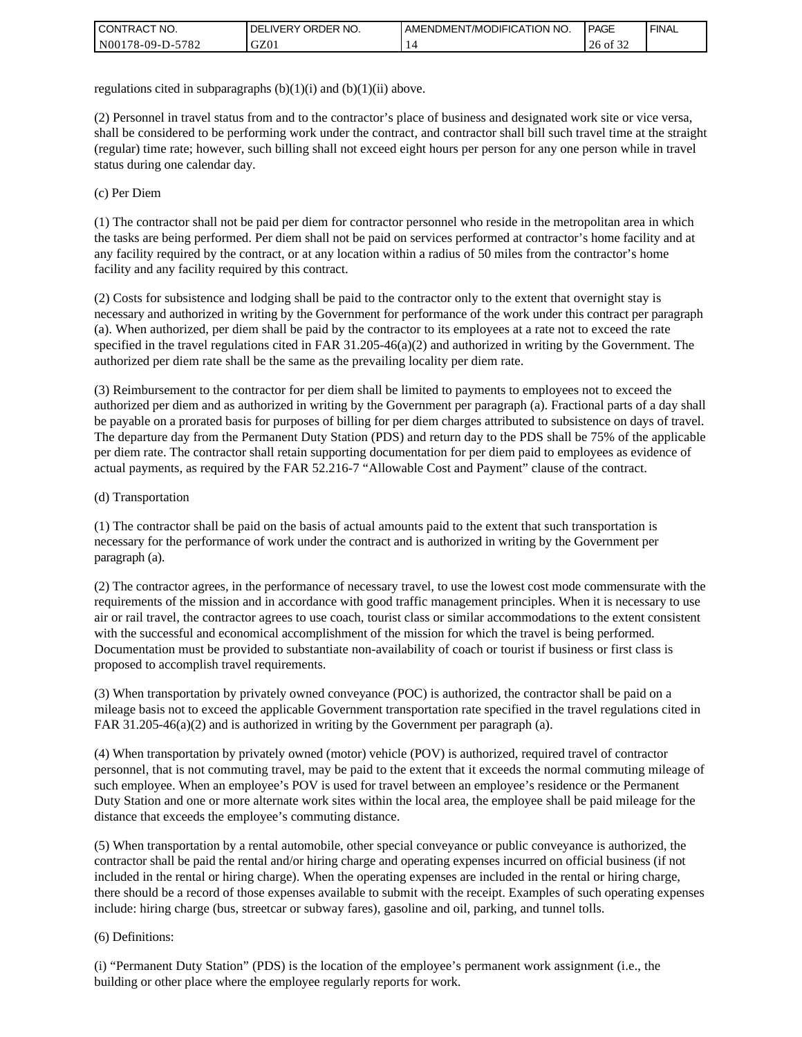regulations cited in subparagraphs (b)(1)(i) and (b)(1)(ii) above.

(2) Personnel in travel status from and to the contractor's place of business and designated work site or vice versa, shall be considered to be performing work under the contract, and contractor shall bill such travel time at the straight (regular) time rate; however, such billing shall not exceed eight hours per person for any one person while in travel status during one calendar day.

(c) Per Diem

(1) The contractor shall not be paid per diem for contractor personnel who reside in the metropolitan area in which the tasks are being performed. Per diem shall not be paid on services performed at contractor's home facility and at any facility required by the contract, or at any location within a radius of 50 miles from the contractor's home facility and any facility required by this contract.

(2) Costs for subsistence and lodging shall be paid to the contractor only to the extent that overnight stay is necessary and authorized in writing by the Government for performance of the work under this contract per paragraph (a). When authorized, per diem shall be paid by the contractor to its employees at a rate not to exceed the rate specified in the travel regulations cited in FAR 31.205-46(a)(2) and authorized in writing by the Government. The authorized per diem rate shall be the same as the prevailing locality per diem rate.

(3) Reimbursement to the contractor for per diem shall be limited to payments to employees not to exceed the authorized per diem and as authorized in writing by the Government per paragraph (a). Fractional parts of a day shall be payable on a prorated basis for purposes of billing for per diem charges attributed to subsistence on days of travel. The departure day from the Permanent Duty Station (PDS) and return day to the PDS shall be 75% of the applicable per diem rate. The contractor shall retain supporting documentation for per diem paid to employees as evidence of actual payments, as required by the FAR 52.216-7 "Allowable Cost and Payment" clause of the contract.

(d) Transportation

(1) The contractor shall be paid on the basis of actual amounts paid to the extent that such transportation is necessary for the performance of work under the contract and is authorized in writing by the Government per paragraph (a).

(2) The contractor agrees, in the performance of necessary travel, to use the lowest cost mode commensurate with the requirements of the mission and in accordance with good traffic management principles. When it is necessary to use air or rail travel, the contractor agrees to use coach, tourist class or similar accommodations to the extent consistent with the successful and economical accomplishment of the mission for which the travel is being performed. Documentation must be provided to substantiate non-availability of coach or tourist if business or first class is proposed to accomplish travel requirements.

(3) When transportation by privately owned conveyance (POC) is authorized, the contractor shall be paid on a mileage basis not to exceed the applicable Government transportation rate specified in the travel regulations cited in FAR 31.205-46(a)(2) and is authorized in writing by the Government per paragraph (a).

(4) When transportation by privately owned (motor) vehicle (POV) is authorized, required travel of contractor personnel, that is not commuting travel, may be paid to the extent that it exceeds the normal commuting mileage of such employee. When an employee's POV is used for travel between an employee's residence or the Permanent Duty Station and one or more alternate work sites within the local area, the employee shall be paid mileage for the distance that exceeds the employee's commuting distance.

(5) When transportation by a rental automobile, other special conveyance or public conveyance is authorized, the contractor shall be paid the rental and/or hiring charge and operating expenses incurred on official business (if not included in the rental or hiring charge). When the operating expenses are included in the rental or hiring charge, there should be a record of those expenses available to submit with the receipt. Examples of such operating expenses include: hiring charge (bus, streetcar or subway fares), gasoline and oil, parking, and tunnel tolls.

(6) Definitions:

(i) "Permanent Duty Station" (PDS) is the location of the employee's permanent work assignment (i.e., the building or other place where the employee regularly reports for work.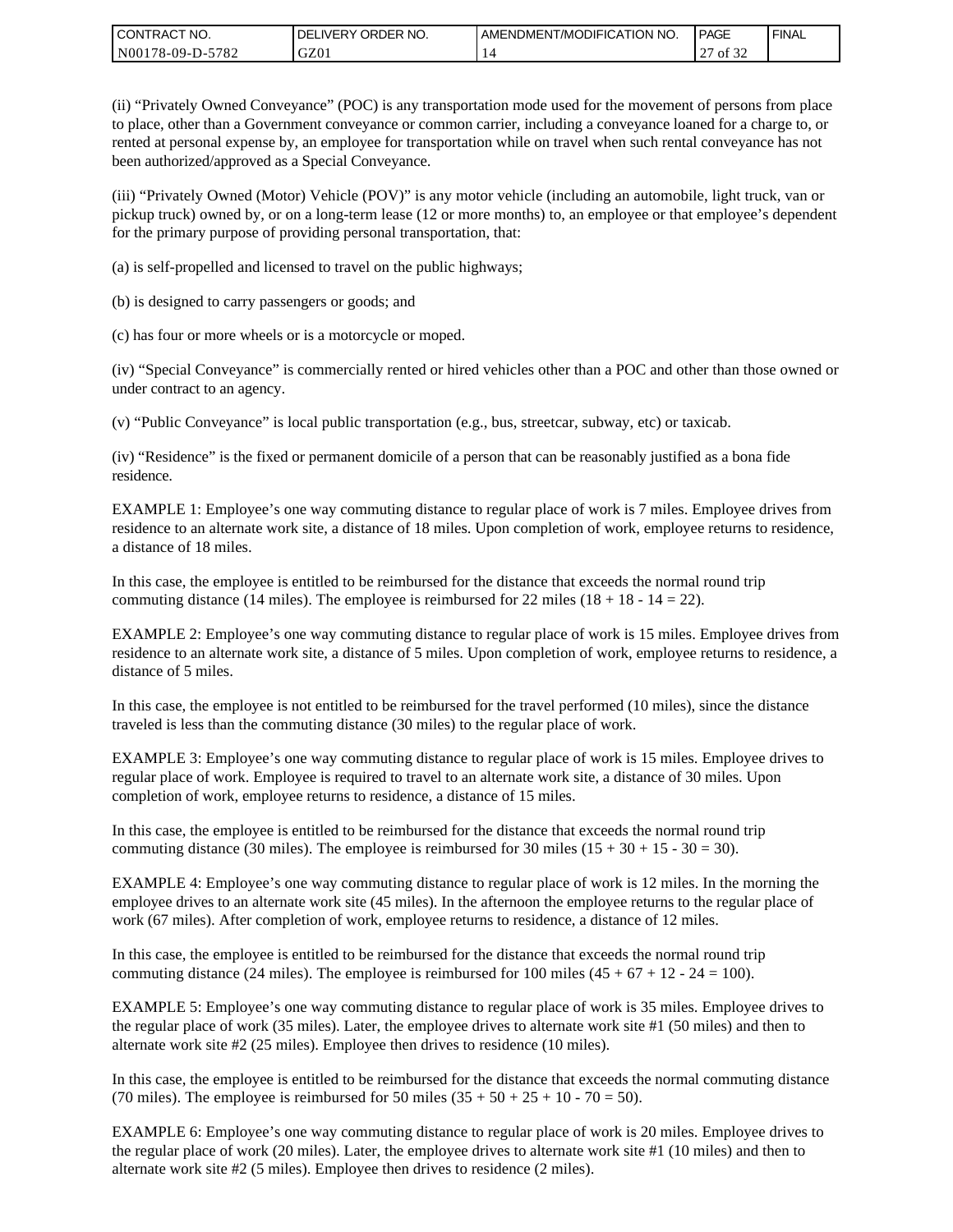(ii) "Privately Owned Conveyance" (POC) is any transportation mode used for the movement of persons from place to place, other than a Government conveyance or common carrier, including a conveyance loaned for a charge to, or rented at personal expense by, an employee for transportation while on travel when such rental conveyance has not been authorized/approved as a Special Conveyance.

(iii) "Privately Owned (Motor) Vehicle (POV)" is any motor vehicle (including an automobile, light truck, van or pickup truck) owned by, or on a long-term lease (12 or more months) to, an employee or that employee's dependent for the primary purpose of providing personal transportation, that:

(a) is self-propelled and licensed to travel on the public highways;

(b) is designed to carry passengers or goods; and

(c) has four or more wheels or is a motorcycle or moped.

(iv) "Special Conveyance" is commercially rented or hired vehicles other than a POC and other than those owned or under contract to an agency.

(v) "Public Conveyance" is local public transportation (e.g., bus, streetcar, subway, etc) or taxicab.

(iv) "Residence" is the fixed or permanent domicile of a person that can be reasonably justified as a bona fide residence.

EXAMPLE 1: Employee's one way commuting distance to regular place of work is 7 miles. Employee drives from residence to an alternate work site, a distance of 18 miles. Upon completion of work, employee returns to residence, a distance of 18 miles.

In this case, the employee is entitled to be reimbursed for the distance that exceeds the normal round trip commuting distance (14 miles). The employee is reimbursed for 22 miles (18 + 18 - 14 = 22).

EXAMPLE 2: Employee's one way commuting distance to regular place of work is 15 miles. Employee drives from residence to an alternate work site, a distance of 5 miles. Upon completion of work, employee returns to residence, a distance of 5 miles.

In this case, the employee is not entitled to be reimbursed for the travel performed (10 miles), since the distance traveled is less than the commuting distance (30 miles) to the regular place of work.

EXAMPLE 3: Employee's one way commuting distance to regular place of work is 15 miles. Employee drives to regular place of work. Employee is required to travel to an alternate work site, a distance of 30 miles. Upon completion of work, employee returns to residence, a distance of 15 miles.

In this case, the employee is entitled to be reimbursed for the distance that exceeds the normal round trip commuting distance (30 miles). The employee is reimbursed for 30 miles (15 + 30 + 15 - 30 = 30).

EXAMPLE 4: Employee's one way commuting distance to regular place of work is 12 miles. In the morning the employee drives to an alternate work site (45 miles). In the afternoon the employee returns to the regular place of work (67 miles). After completion of work, employee returns to residence, a distance of 12 miles.

In this case, the employee is entitled to be reimbursed for the distance that exceeds the normal round trip commuting distance (24 miles). The employee is reimbursed for 100 miles (45 + 67 + 12 - 24 = 100).

EXAMPLE 5: Employee's one way commuting distance to regular place of work is 35 miles. Employee drives to the regular place of work (35 miles). Later, the employee drives to alternate work site #1 (50 miles) and then to alternate work site #2 (25 miles). Employee then drives to residence (10 miles).

In this case, the employee is entitled to be reimbursed for the distance that exceeds the normal commuting distance (70 miles). The employee is reimbursed for 50 miles (35 + 50 + 25 + 10 - 70 = 50).

EXAMPLE 6: Employee's one way commuting distance to regular place of work is 20 miles. Employee drives to the regular place of work (20 miles). Later, the employee drives to alternate work site #1 (10 miles) and then to alternate work site #2 (5 miles). Employee then drives to residence (2 miles).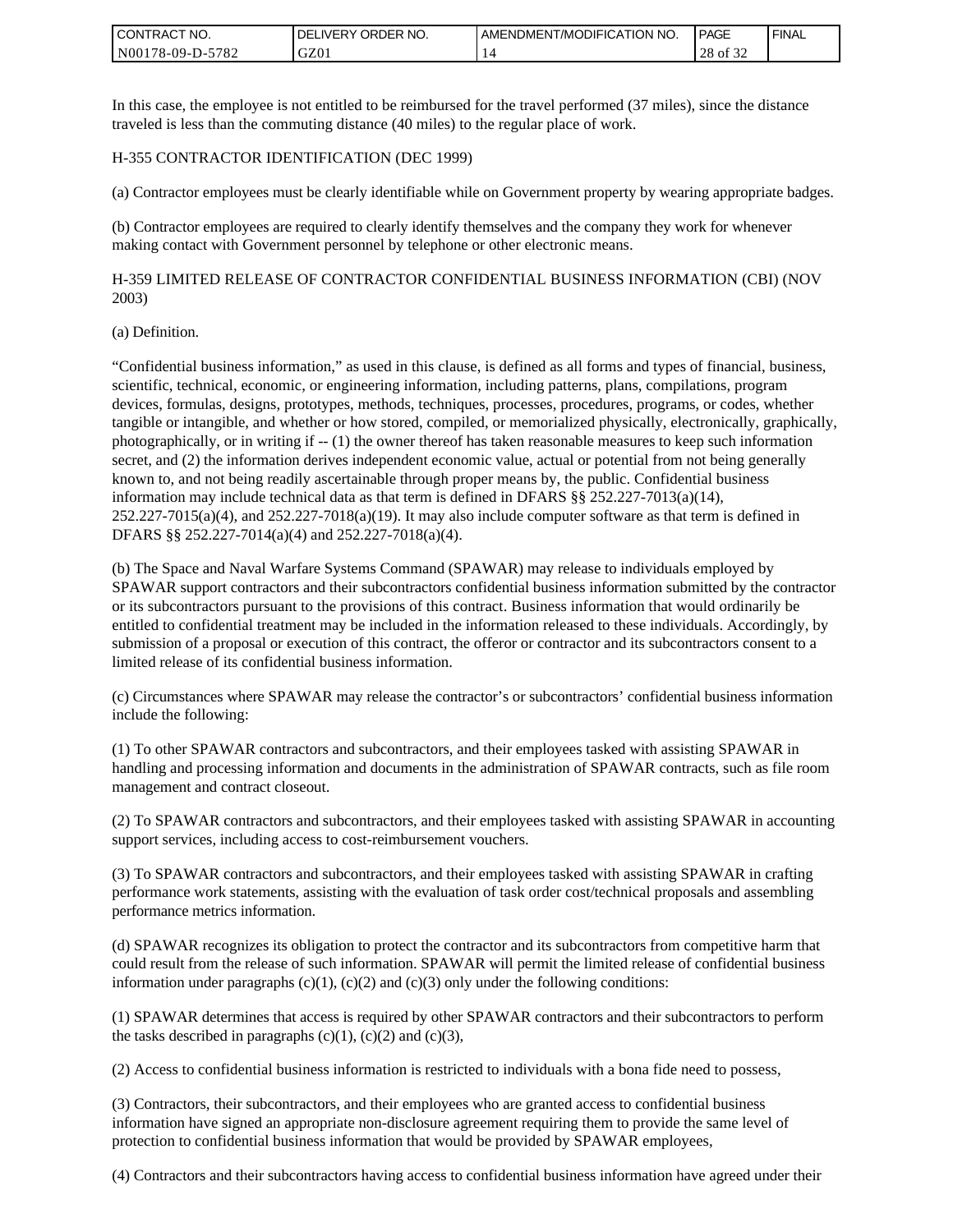In this case, the employee is not entitled to be reimbursed for the travel performed (37 miles), since the distance traveled is less than the commuting distance (40 miles) to the regular place of work.

H-355 CONTRACTOR IDENTIFICATION (DEC 1999)

(a) Contractor employees must be clearly identifiable while on Government property by wearing appropriate badges.

(b) Contractor employees are required to clearly identify themselves and the company they work for whenever making contact with Government personnel by telephone or other electronic means.

H-359 LIMITED RELEASE OF CONTRACTOR CONFIDENTIAL BUSINESS INFORMATION (CBI) (NOV 2003)

(a) Definition.

"Confidential business information," as used in this clause, is defined as all forms and types of financial, business, scientific, technical, economic, or engineering information, including patterns, plans, compilations, program devices, formulas, designs, prototypes, methods, techniques, processes, procedures, programs, or codes, whether tangible or intangible, and whether or how stored, compiled, or memorialized physically, electronically, graphically, photographically, or in writing if -- (1) the owner thereof has taken reasonable measures to keep such information secret, and (2) the information derives independent economic value, actual or potential from not being generally known to, and not being readily ascertainable through proper means by, the public. Confidential business information may include technical data as that term is defined in DFARS §§ 252.227-7013(a)(14), 252.227-7015(a)(4), and 252.227-7018(a)(19). It may also include computer software as that term is defined in DFARS §§ 252.227-7014(a)(4) and 252.227-7018(a)(4).

(b) The Space and Naval Warfare Systems Command (SPAWAR) may release to individuals employed by SPAWAR support contractors and their subcontractors confidential business information submitted by the contractor or its subcontractors pursuant to the provisions of this contract. Business information that would ordinarily be entitled to confidential treatment may be included in the information released to these individuals. Accordingly, by submission of a proposal or execution of this contract, the offeror or contractor and its subcontractors consent to a limited release of its confidential business information.

(c) Circumstances where SPAWAR may release the contractor's or subcontractors' confidential business information include the following:

(1) To other SPAWAR contractors and subcontractors, and their employees tasked with assisting SPAWAR in handling and processing information and documents in the administration of SPAWAR contracts, such as file room management and contract closeout.

(2) To SPAWAR contractors and subcontractors, and their employees tasked with assisting SPAWAR in accounting support services, including access to cost-reimbursement vouchers.

(3) To SPAWAR contractors and subcontractors, and their employees tasked with assisting SPAWAR in crafting performance work statements, assisting with the evaluation of task order cost/technical proposals and assembling performance metrics information.

(d) SPAWAR recognizes its obligation to protect the contractor and its subcontractors from competitive harm that could result from the release of such information. SPAWAR will permit the limited release of confidential business information under paragraphs (c)(1), (c)(2) and (c)(3) only under the following conditions:

(1) SPAWAR determines that access is required by other SPAWAR contractors and their subcontractors to perform the tasks described in paragraphs (c)(1), (c)(2) and (c)(3),

(2) Access to confidential business information is restricted to individuals with a bona fide need to possess,

(3) Contractors, their subcontractors, and their employees who are granted access to confidential business information have signed an appropriate non-disclosure agreement requiring them to provide the same level of protection to confidential business information that would be provided by SPAWAR employees,

(4) Contractors and their subcontractors having access to confidential business information have agreed under their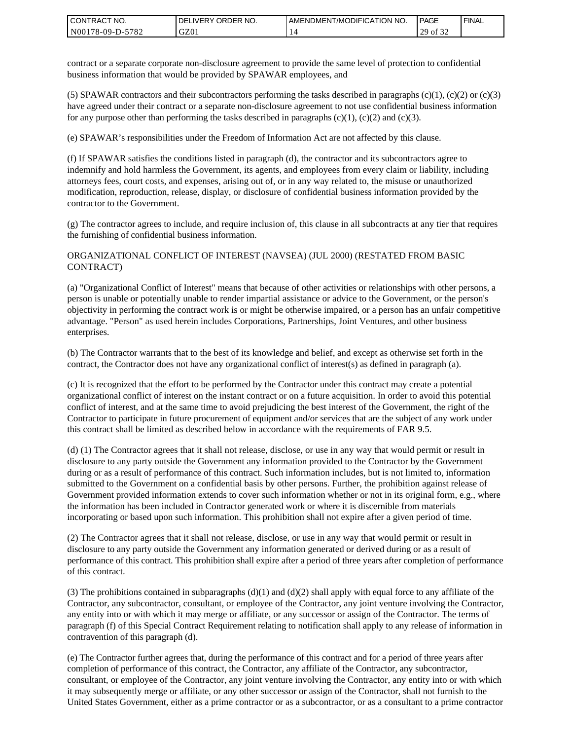contract or a separate corporate non-disclosure agreement to provide the same level of protection to confidential business information that would be provided by SPAWAR employees, and

(5) SPAWAR contractors and their subcontractors performing the tasks described in paragraphs (c)(1), (c)(2) or (c)(3) have agreed under their contract or a separate non-disclosure agreement to not use confidential business information for any purpose other than performing the tasks described in paragraphs (c)(1), (c)(2) and (c)(3).

(e) SPAWAR's responsibilities under the Freedom of Information Act are not affected by this clause.

(f) If SPAWAR satisfies the conditions listed in paragraph (d), the contractor and its subcontractors agree to indemnify and hold harmless the Government, its agents, and employees from every claim or liability, including attorneys fees, court costs, and expenses, arising out of, or in any way related to, the misuse or unauthorized modification, reproduction, release, display, or disclosure of confidential business information provided by the contractor to the Government.

(g) The contractor agrees to include, and require inclusion of, this clause in all subcontracts at any tier that requires the furnishing of confidential business information.

ORGANIZATIONAL CONFLICT OF INTEREST (NAVSEA) (JUL 2000) (RESTATED FROM BASIC CONTRACT)

(a) "Organizational Conflict of Interest" means that because of other activities or relationships with other persons, a person is unable or potentially unable to render impartial assistance or advice to the Government, or the person's objectivity in performing the contract work is or might be otherwise impaired, or a person has an unfair competitive advantage. "Person" as used herein includes Corporations, Partnerships, Joint Ventures, and other business enterprises.

(b) The Contractor warrants that to the best of its knowledge and belief, and except as otherwise set forth in the contract, the Contractor does not have any organizational conflict of interest(s) as defined in paragraph (a).

(c) It is recognized that the effort to be performed by the Contractor under this contract may create a potential organizational conflict of interest on the instant contract or on a future acquisition. In order to avoid this potential conflict of interest, and at the same time to avoid prejudicing the best interest of the Government, the right of the Contractor to participate in future procurement of equipment and/or services that are the subject of any work under this contract shall be limited as described below in accordance with the requirements of FAR 9.5.

(d) (1) The Contractor agrees that it shall not release, disclose, or use in any way that would permit or result in disclosure to any party outside the Government any information provided to the Contractor by the Government during or as a result of performance of this contract. Such information includes, but is not limited to, information submitted to the Government on a confidential basis by other persons. Further, the prohibition against release of Government provided information extends to cover such information whether or not in its original form, e.g., where the information has been included in Contractor generated work or where it is discernible from materials incorporating or based upon such information. This prohibition shall not expire after a given period of time.

(2) The Contractor agrees that it shall not release, disclose, or use in any way that would permit or result in disclosure to any party outside the Government any information generated or derived during or as a result of performance of this contract. This prohibition shall expire after a period of three years after completion of performance of this contract.

(3) The prohibitions contained in subparagraphs (d)(1) and (d)(2) shall apply with equal force to any affiliate of the Contractor, any subcontractor, consultant, or employee of the Contractor, any joint venture involving the Contractor, any entity into or with which it may merge or affiliate, or any successor or assign of the Contractor. The terms of paragraph (f) of this Special Contract Requirement relating to notification shall apply to any release of information in contravention of this paragraph (d).

(e) The Contractor further agrees that, during the performance of this contract and for a period of three years after completion of performance of this contract, the Contractor, any affiliate of the Contractor, any subcontractor, consultant, or employee of the Contractor, any joint venture involving the Contractor, any entity into or with which it may subsequently merge or affiliate, or any other successor or assign of the Contractor, shall not furnish to the United States Government, either as a prime contractor or as a subcontractor, or as a consultant to a prime contractor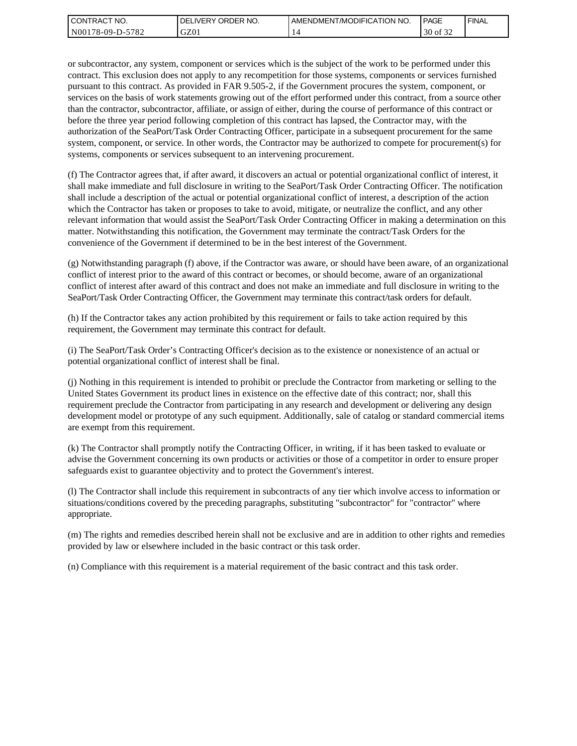or subcontractor, any system, component or services which is the subject of the work to be performed under this contract. This exclusion does not apply to any recompetition for those systems, components or services furnished pursuant to this contract. As provided in FAR 9.505-2, if the Government procures the system, component, or services on the basis of work statements growing out of the effort performed under this contract, from a source other than the contractor, subcontractor, affiliate, or assign of either, during the course of performance of this contract or before the three year period following completion of this contract has lapsed, the Contractor may, with the authorization of the SeaPort/Task Order Contracting Officer, participate in a subsequent procurement for the same system, component, or service. In other words, the Contractor may be authorized to compete for procurement(s) for systems, components or services subsequent to an intervening procurement.

(f) The Contractor agrees that, if after award, it discovers an actual or potential organizational conflict of interest, it shall make immediate and full disclosure in writing to the SeaPort/Task Order Contracting Officer. The notification shall include a description of the actual or potential organizational conflict of interest, a description of the action which the Contractor has taken or proposes to take to avoid, mitigate, or neutralize the conflict, and any other relevant information that would assist the SeaPort/Task Order Contracting Officer in making a determination on this matter. Notwithstanding this notification, the Government may terminate the contract/Task Orders for the convenience of the Government if determined to be in the best interest of the Government.

(g) Notwithstanding paragraph (f) above, if the Contractor was aware, or should have been aware, of an organizational conflict of interest prior to the award of this contract or becomes, or should become, aware of an organizational conflict of interest after award of this contract and does not make an immediate and full disclosure in writing to the SeaPort/Task Order Contracting Officer, the Government may terminate this contract/task orders for default.

(h) If the Contractor takes any action prohibited by this requirement or fails to take action required by this requirement, the Government may terminate this contract for default.

(i) The SeaPort/Task Order's Contracting Officer's decision as to the existence or nonexistence of an actual or potential organizational conflict of interest shall be final.

(j) Nothing in this requirement is intended to prohibit or preclude the Contractor from marketing or selling to the United States Government its product lines in existence on the effective date of this contract; nor, shall this requirement preclude the Contractor from participating in any research and development or delivering any design development model or prototype of any such equipment. Additionally, sale of catalog or standard commercial items are exempt from this requirement.

(k) The Contractor shall promptly notify the Contracting Officer, in writing, if it has been tasked to evaluate or advise the Government concerning its own products or activities or those of a competitor in order to ensure proper safeguards exist to guarantee objectivity and to protect the Government's interest.

(l) The Contractor shall include this requirement in subcontracts of any tier which involve access to information or situations/conditions covered by the preceding paragraphs, substituting "subcontractor" for "contractor" where appropriate.

(m) The rights and remedies described herein shall not be exclusive and are in addition to other rights and remedies provided by law or elsewhere included in the basic contract or this task order.

(n) Compliance with this requirement is a material requirement of the basic contract and this task order.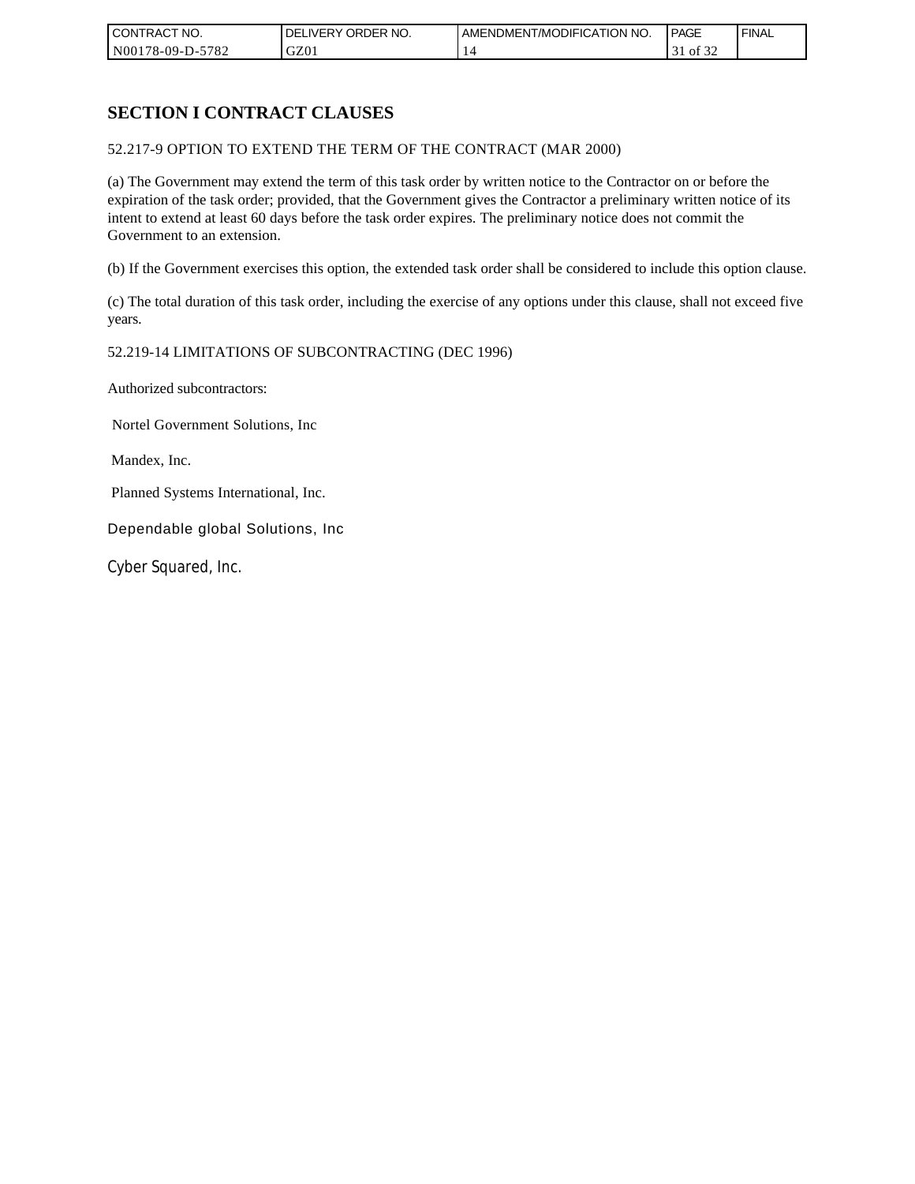## SECTION I CONTRACT CLAUSES

52.217-9 OPTION TO EXTEND THE TERM OF THE CONTRACT (MAR 2000)

(a) The Government may extend the term of this task order by written notice to the Contractor on or before the expiration of the task order; provided, that the Government gives the Contractor a preliminary written notice of its intent to extend at least 60 days before the task order expires. The preliminary notice does not commit the Government to an extension.

(b) If the Government exercises this option, the extended task order shall be considered to include this option clause.

(c) The total duration of this task order, including the exercise of any options under this clause, shall not exceed five years.

52.219-14 LIMITATIONS OF SUBCONTRACTING (DEC 1996)

Authorized subcontractors:

Nortel Government Solutions, Inc

Mandex, Inc.

Planned Systems International, Inc.

Dependable global Solutions, Inc

Cyber Squared, Inc.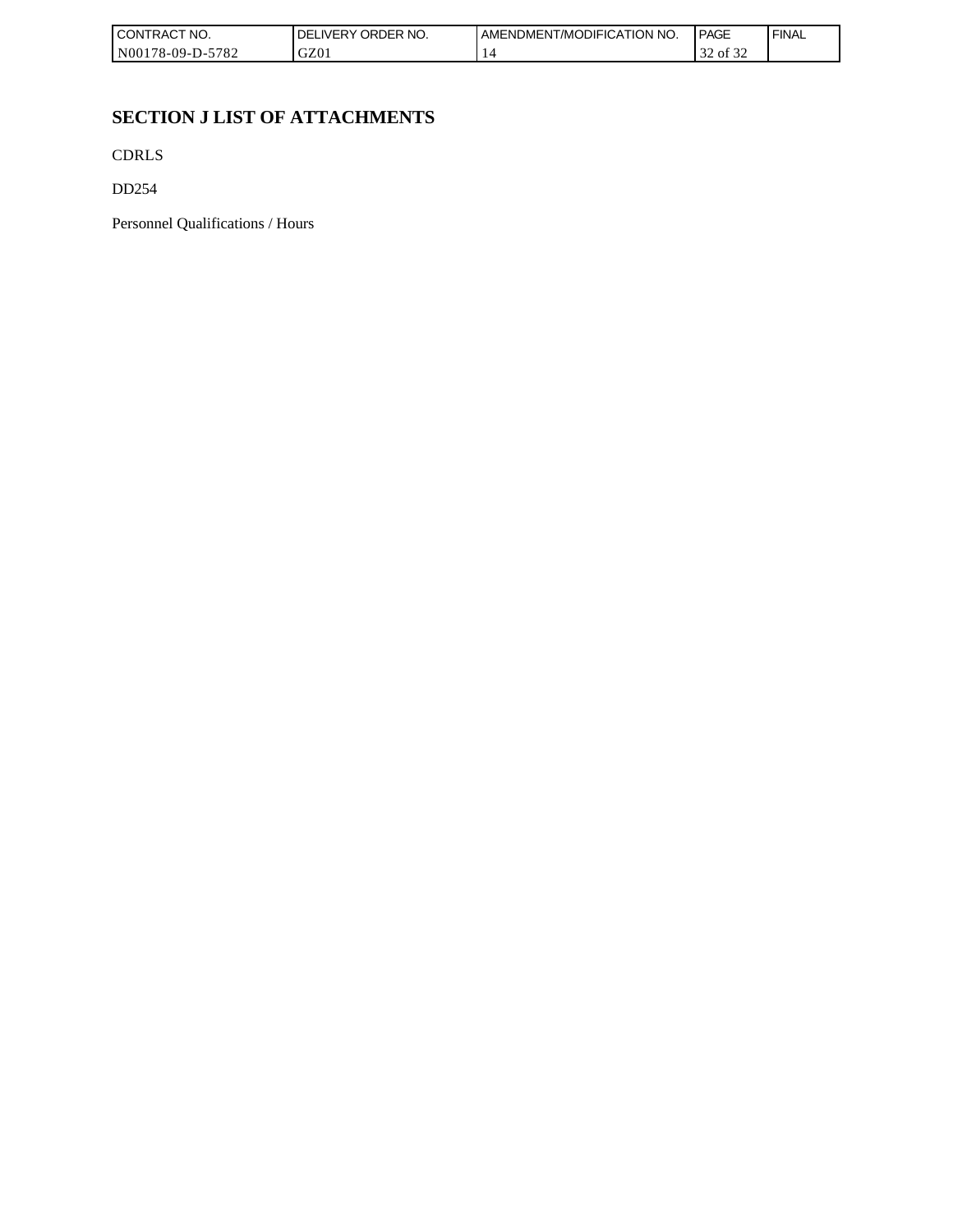## SECTION J LIST OF ATTACHMENTS

CDRLS

DD254

Personnel Qualifications / Hours